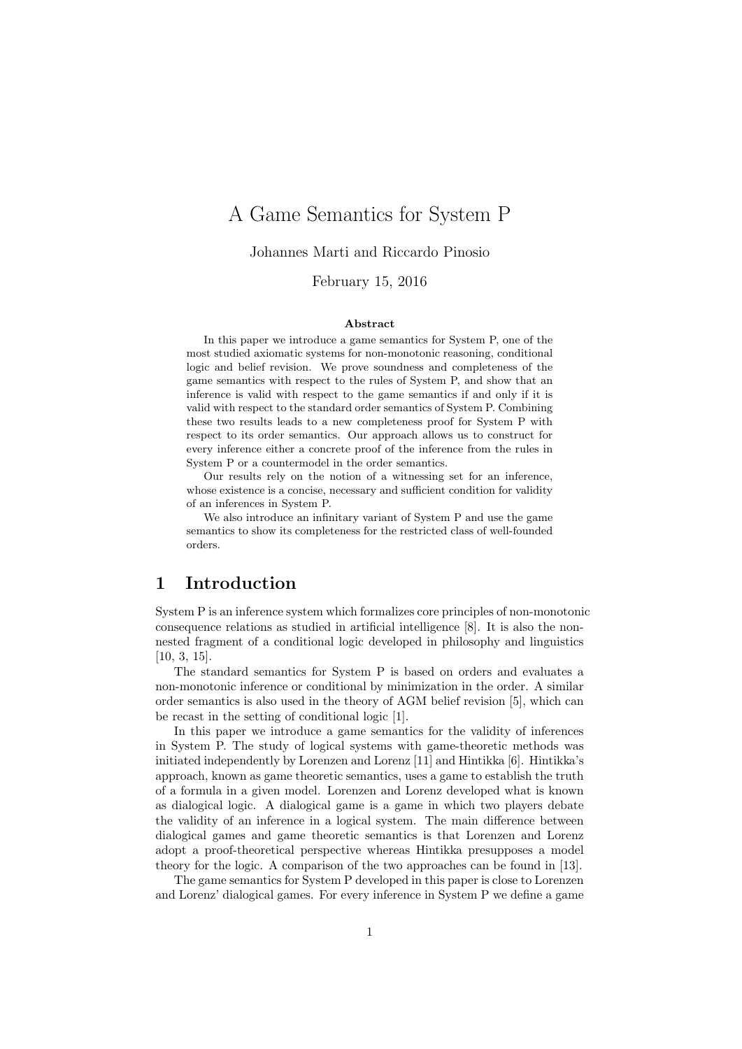# A Game Semantics for System P

Johannes Marti and Riccardo Pinosio

February 15, 2016

**Abstract**

In this paper we introduce a game semantics for System P, one of the most studied axiomatic systems for non-monotonic reasoning, conditional logic and belief revision. We prove soundness and completeness of the game semantics with respect to the rules of System P, and show that an inference is valid with respect to the game semantics if and only if it is valid with respect to the standard order semantics of System P. Combining these two results leads to a new completeness proof for System P with respect to its order semantics. Our approach allows us to construct for every inference either a concrete proof of the inference from the rules in System P or a countermodel in the order semantics.

Our results rely on the notion of a witnessing set for an inference, whose existence is a concise, necessary and sufficient condition for validity of an inferences in System P.

We also introduce an infinitary variant of System P and use the game semantics to show its completeness for the restricted class of well-founded orders.

## 1 Introduction

System P is an inference system which formalizes core principles of non-monotonic consequence relations as studied in artificial intelligence [8]. It is also the non-nested fragment of a conditional logic developed in philosophy and linguistics [10, 3, 15].

The standard semantics for System P is based on orders and evaluates a non-monotonic inference or conditional by minimization in the order. A similar order semantics is also used in the theory of AGM belief revision [5], which can be recast in the setting of conditional logic [1].

In this paper we introduce a game semantics for the validity of inferences in System P. The study of logical systems with game-theoretic methods was initiated independently by Lorenzen and Lorenz [11] and Hintikka [6]. Hintikka's approach, known as game theoretic semantics, uses a game to establish the truth of a formula in a given model. Lorenzen and Lorenz developed what is known as dialogical logic. A dialogical game is a game in which two players debate the validity of an inference in a logical system. The main difference between dialogical games and game theoretic semantics is that Lorenzen and Lorenz adopt a proof-theoretical perspective whereas Hintikka presupposes a model theory for the logic. A comparison of the two approaches can be found in [13].

The game semantics for System P developed in this paper is close to Lorenzen and Lorenz' dialogical games. For every inference in System P we define a game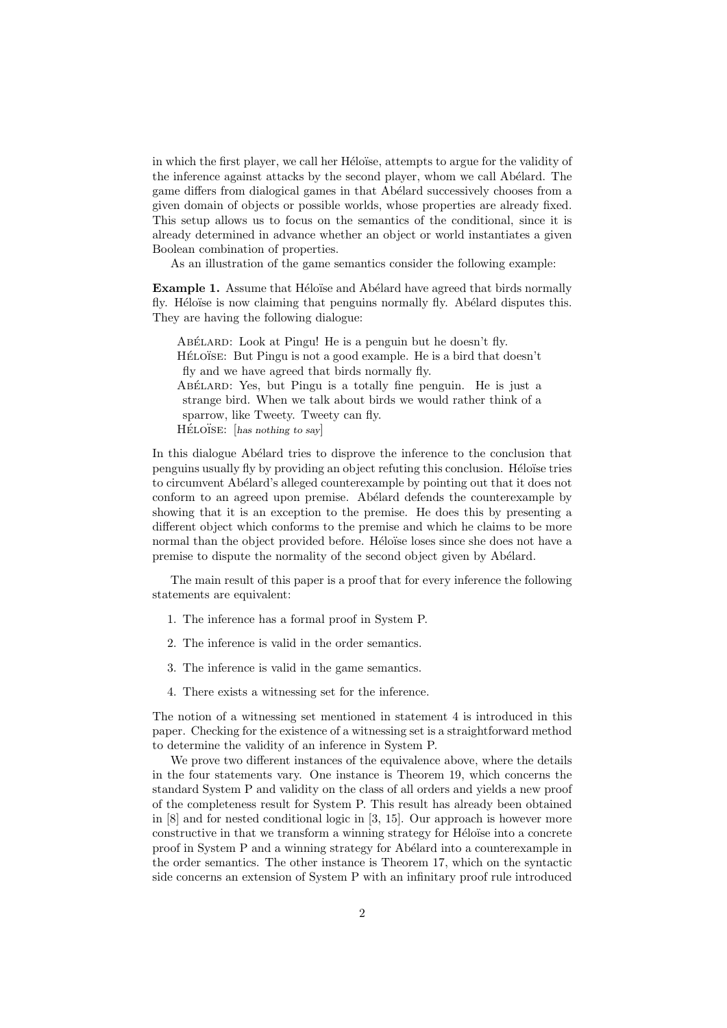in which the first player, we call her Héloïse, attempts to argue for the validity of the inference against attacks by the second player, whom we call Abélard. The game differs from dialogical games in that Abélard successively chooses from a given domain of objects or possible worlds, whose properties are already fixed. This setup allows us to focus on the semantics of the conditional, since it is already determined in advance whether an object or world instantiates a given Boolean combination of properties.

As an illustration of the game semantics consider the following example:

**Example 1.** Assume that Héloïse and Abélard have agreed that birds normally fly. Héloïse is now claiming that penguins normally fly. Abélard disputes this. They are having the following dialogue:

> Abélard: Look at Pingu! He is a penguin but he doesn't fly.
> Héloïse: But Pingu is not a good example. He is a bird that doesn't fly and we have agreed that birds normally fly.
> Abélard: Yes, but Pingu is a totally fine penguin. He is just a strange bird. When we talk about birds we would rather think of a sparrow, like Tweety. Tweety can fly.
> Héloïse: [*has nothing to say*]

In this dialogue Abélard tries to disprove the inference to the conclusion that penguins usually fly by providing an object refuting this conclusion. Héloïse tries to circumvent Abélard's alleged counterexample by pointing out that it does not conform to an agreed upon premise. Abélard defends the counterexample by showing that it is an exception to the premise. He does this by presenting a different object which conforms to the premise and which he claims to be more normal than the object provided before. Héloïse loses since she does not have a premise to dispute the normality of the second object given by Abélard.

The main result of this paper is a proof that for every inference the following statements are equivalent:

1. The inference has a formal proof in System P.
2. The inference is valid in the order semantics.
3. The inference is valid in the game semantics.
4. There exists a witnessing set for the inference.

The notion of a witnessing set mentioned in statement 4 is introduced in this paper. Checking for the existence of a witnessing set is a straightforward method to determine the validity of an inference in System P.

We prove two different instances of the equivalence above, where the details in the four statements vary. One instance is Theorem 19, which concerns the standard System P and validity on the class of all orders and yields a new proof of the completeness result for System P. This result has already been obtained in [8] and for nested conditional logic in [3, 15]. Our approach is however more constructive in that we transform a winning strategy for Héloïse into a concrete proof in System P and a winning strategy for Abélard into a counterexample in the order semantics. The other instance is Theorem 17, which on the syntactic side concerns an extension of System P with an infinitary proof rule introduced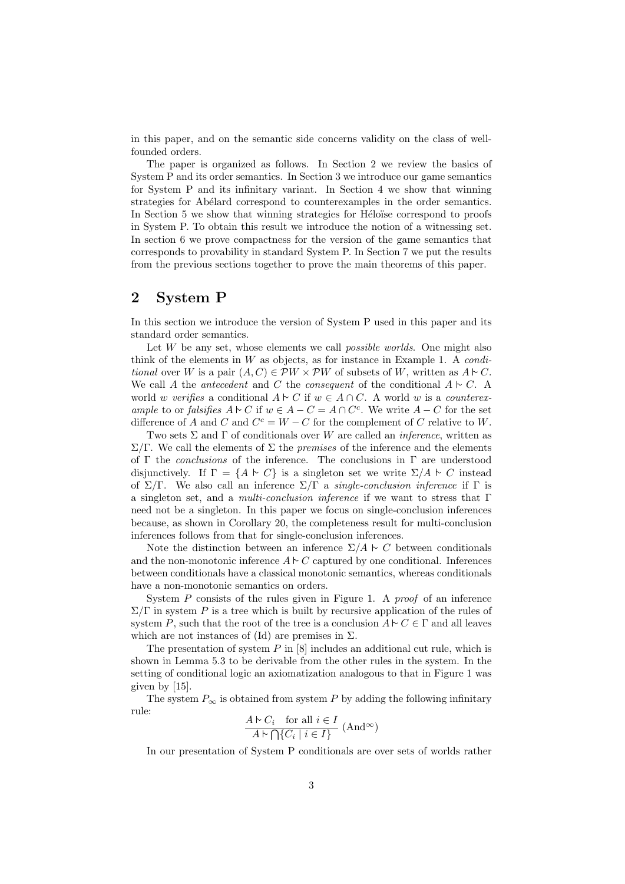in this paper, and on the semantic side concerns validity on the class of well-founded orders.

The paper is organized as follows. In Section 2 we review the basics of System P and its order semantics. In Section 3 we introduce our game semantics for System P and its infinitary variant. In Section 4 we show that winning strategies for Abélard correspond to counterexamples in the order semantics. In Section 5 we show that winning strategies for Héloïse correspond to proofs in System P. To obtain this result we introduce the notion of a witnessing set. In section 6 we prove compactness for the version of the game semantics that corresponds to provability in standard System P. In Section 7 we put the results from the previous sections together to prove the main theorems of this paper.

## 2 System P

In this section we introduce the version of System P used in this paper and its standard order semantics.

Let $W$ be any set, whose elements we call *possible worlds*. One might also think of the elements in $W$ as objects, as for instance in Example 1. A *conditional* over $W$ is a pair $(A, C) \in \mathcal{P}W \times \mathcal{P}W$ of subsets of $W$, written as $A \mathrel{|\!\!\sim} C$. We call $A$ the *antecedent* and $C$ the *consequent* of the conditional $A \mathrel{|\!\!\sim} C$. A world $w$ *verifies* a conditional $A \mathrel{|\!\!\sim} C$ if $w \in A \cap C$. A world $w$ is a *counterexample* to or *falsifies* $A \mathrel{|\!\!\sim} C$ if $w \in A - C = A \cap C^c$. We write $A - C$ for the set difference of $A$ and $C$ and $C^c = W - C$ for the complement of $C$ relative to $W$.

Two sets $\Sigma$ and $\Gamma$ of conditionals over $W$ are called an *inference*, written as $\Sigma/\Gamma$. We call the elements of $\Sigma$ the *premises* of the inference and the elements of $\Gamma$ the *conclusions* of the inference. The conclusions in $\Gamma$ are understood disjunctively. If $\Gamma = \{A \mathrel{|\!\!\sim} C\}$ is a singleton set we write $\Sigma/A \mathrel{|\!\!\sim} C$ instead of $\Sigma/\Gamma$. We also call an inference $\Sigma/\Gamma$ a *single-conclusion inference* if $\Gamma$ is a singleton set, and a *multi-conclusion inference* if we want to stress that $\Gamma$ need not be a singleton. In this paper we focus on single-conclusion inferences because, as shown in Corollary 20, the completeness result for multi-conclusion inferences follows from that for single-conclusion inferences.

Note the distinction between an inference $\Sigma/A \mathrel{|\!\!\sim} C$ between conditionals and the non-monotonic inference $A \mathrel{|\!\!\sim} C$ captured by one conditional. Inferences between conditionals have a classical monotonic semantics, whereas conditionals have a non-monotonic semantics on orders.

System $P$ consists of the rules given in Figure 1. A *proof* of an inference $\Sigma/\Gamma$ in system $P$ is a tree which is built by recursive application of the rules of system $P$, such that the root of the tree is a conclusion $A \mathrel{|\!\!\sim} C \in \Gamma$ and all leaves which are not instances of (Id) are premises in $\Sigma$.

The presentation of system $P$ in [8] includes an additional cut rule, which is shown in Lemma 5.3 to be derivable from the other rules in the system. In the setting of conditional logic an axiomatization analogous to that in Figure 1 was given by [15].

The system $P_\infty$ is obtained from system $P$ by adding the following infinitary rule:

$$\frac{A \mathrel{|\!\!\sim} C_i \quad \text{for all } i \in I}{A \mathrel{|\!\!\sim} \bigcap\{C_i \mid i \in I\}}\ (\text{And}^\infty)$$

In our presentation of System P conditionals are over sets of worlds rather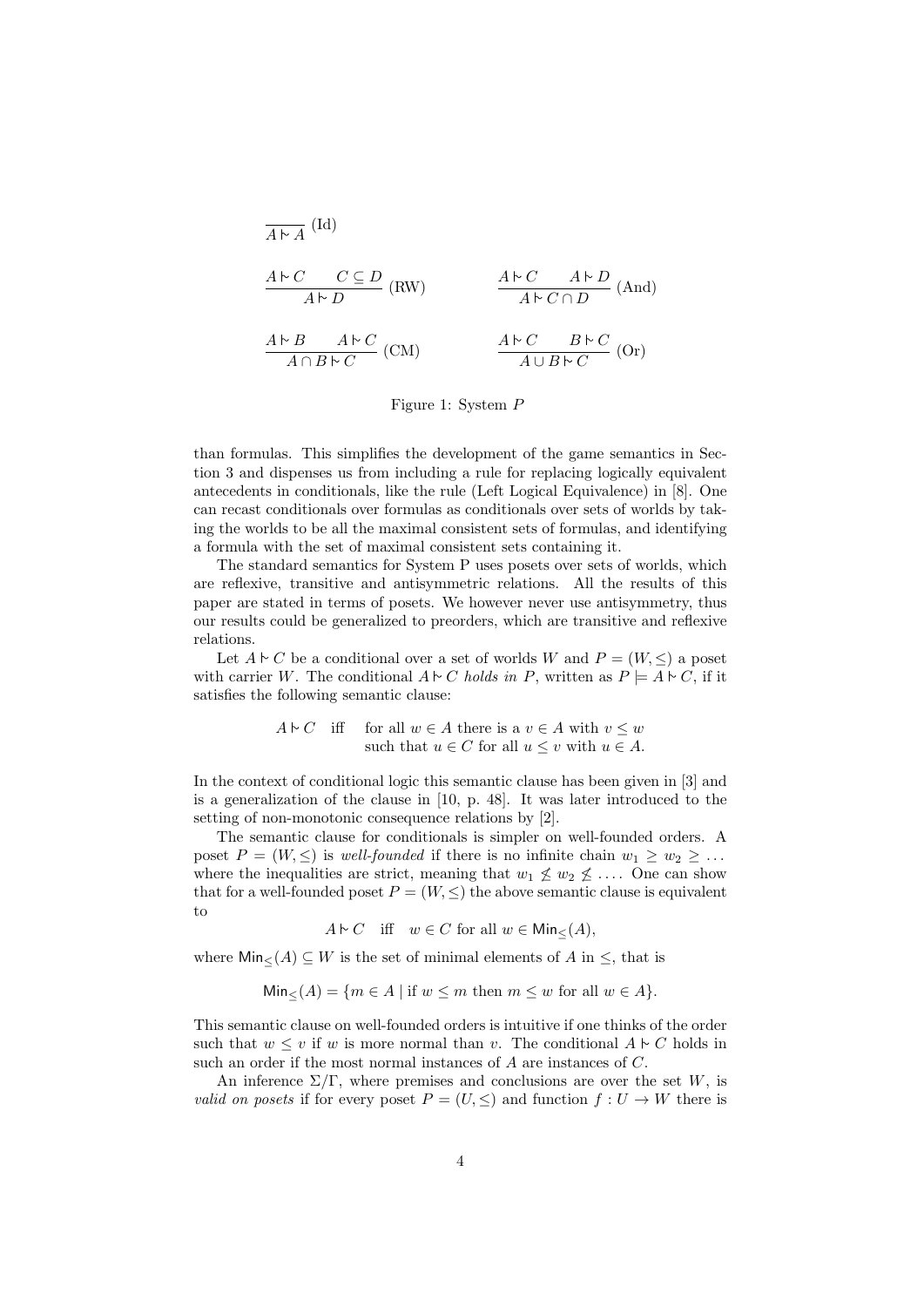$$\frac{}{A \mathrel{\sim} A}\ (\text{Id})$$

$$\frac{A \mathrel{\sim} C \qquad C \subseteq D}{A \mathrel{\sim} D}\ (\text{RW}) \qquad\qquad \frac{A \mathrel{\sim} C \qquad A \mathrel{\sim} D}{A \mathrel{\sim} C \cap D}\ (\text{And})$$

$$\frac{A \mathrel{\sim} B \qquad A \mathrel{\sim} C}{A \cap B \mathrel{\sim} C}\ (\text{CM}) \qquad\qquad \frac{A \mathrel{\sim} C \qquad B \mathrel{\sim} C}{A \cup B \mathrel{\sim} C}\ (\text{Or})$$

Figure 1: System $P$

than formulas. This simplifies the development of the game semantics in Section 3 and dispenses us from including a rule for replacing logically equivalent antecedents in conditionals, like the rule (Left Logical Equivalence) in [8]. One can recast conditionals over formulas as conditionals over sets of worlds by taking the worlds to be all the maximal consistent sets of formulas, and identifying a formula with the set of maximal consistent sets containing it.

The standard semantics for System P uses posets over sets of worlds, which are reflexive, transitive and antisymmetric relations. All the results of this paper are stated in terms of posets. We however never use antisymmetry, thus our results could be generalized to preorders, which are transitive and reflexive relations.

Let $A \mathrel{\sim} C$ be a conditional over a set of worlds $W$ and $P = (W, \leq)$ a poset with carrier $W$. The conditional $A \mathrel{\sim} C$ *holds in* $P$, written as $P \models A \mathrel{\sim} C$, if it satisfies the following semantic clause:

$$\begin{array}{lll} A \mathrel{\sim} C & \text{iff} & \text{for all } w \in A \text{ there is a } v \in A \text{ with } v \leq w \\ & & \text{such that } u \in C \text{ for all } u \leq v \text{ with } u \in A. \end{array}$$

In the context of conditional logic this semantic clause has been given in [3] and is a generalization of the clause in [10, p. 48]. It was later introduced to the setting of non-monotonic consequence relations by [2].

The semantic clause for conditionals is simpler on well-founded orders. A poset $P = (W, \leq)$ is *well-founded* if there is no infinite chain $w_1 \geq w_2 \geq \ldots$ where the inequalities are strict, meaning that $w_1 \not\leq w_2 \not\leq \ldots$. One can show that for a well-founded poset $P = (W, \leq)$ the above semantic clause is equivalent to

$$A \mathrel{\sim} C \quad \text{iff} \quad w \in C \text{ for all } w \in \mathsf{Min}_{\leq}(A),$$

where $\mathsf{Min}_{\leq}(A) \subseteq W$ is the set of minimal elements of $A$ in $\leq$, that is

$$\mathsf{Min}_{\leq}(A) = \{m \in A \mid \text{if } w \leq m \text{ then } m \leq w \text{ for all } w \in A\}.$$

This semantic clause on well-founded orders is intuitive if one thinks of the order such that $w \leq v$ if $w$ is more normal than $v$. The conditional $A \mathrel{\sim} C$ holds in such an order if the most normal instances of $A$ are instances of $C$.

An inference $\Sigma/\Gamma$, where premises and conclusions are over the set $W$, is *valid on posets* if for every poset $P = (U, \leq)$ and function $f : U \to W$ there is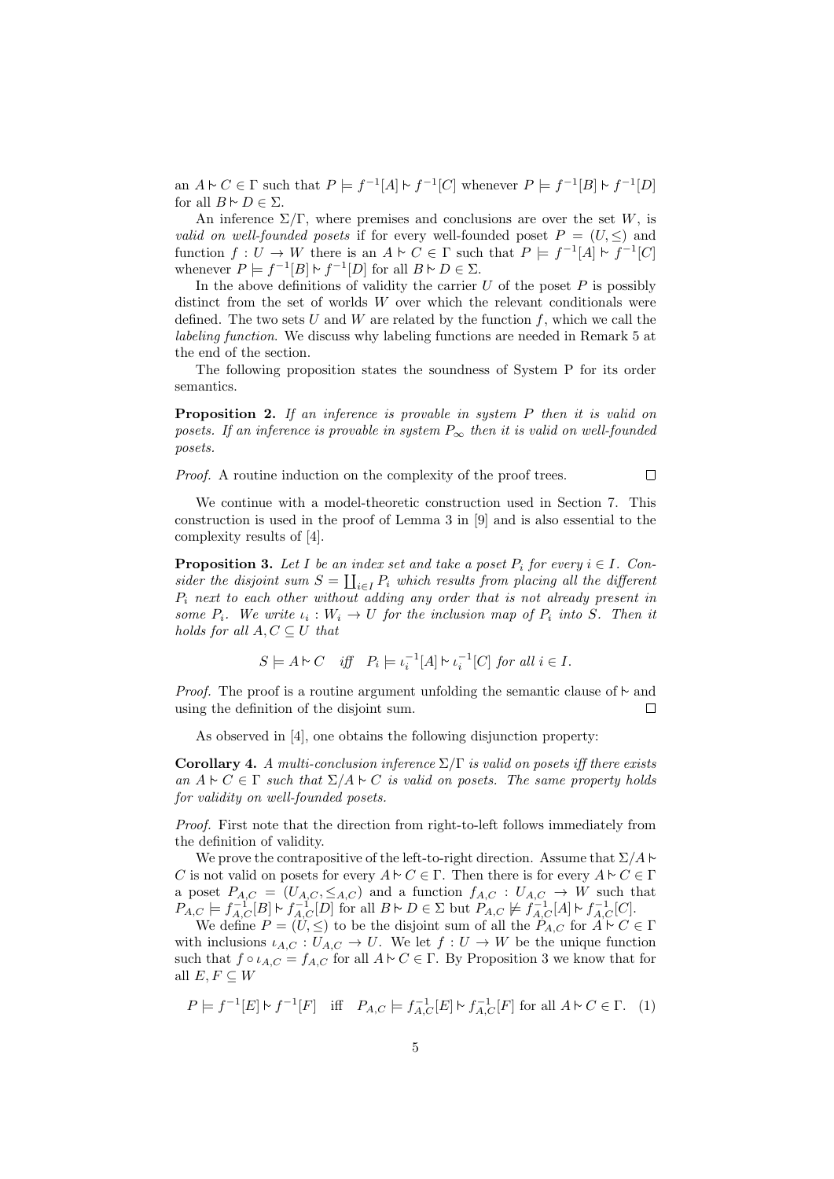an $A \mathrel{\sim\!\!\!\!|}\, C \in \Gamma$ such that $P \models f^{-1}[A] \mathrel{|\!\!\sim} f^{-1}[C]$ whenever $P \models f^{-1}[B] \mathrel{|\!\!\sim} f^{-1}[D]$ for all $B \mathrel{|\!\!\sim} D \in \Sigma$.

An inference $\Sigma/\Gamma$, where premises and conclusions are over the set $W$, is *valid on well-founded posets* if for every well-founded poset $P = (U, \leq)$ and function $f : U \to W$ there is an $A \mathrel{|\!\!\sim} C \in \Gamma$ such that $P \models f^{-1}[A] \mathrel{|\!\!\sim} f^{-1}[C]$ whenever $P \models f^{-1}[B] \mathrel{|\!\!\sim} f^{-1}[D]$ for all $B \mathrel{|\!\!\sim} D \in \Sigma$.

In the above definitions of validity the carrier $U$ of the poset $P$ is possibly distinct from the set of worlds $W$ over which the relevant conditionals were defined. The two sets $U$ and $W$ are related by the function $f$, which we call the *labeling function*. We discuss why labeling functions are needed in Remark 5 at the end of the section.

The following proposition states the soundness of System P for its order semantics.

**Proposition 2.** *If an inference is provable in system P then it is valid on posets. If an inference is provable in system $P_\infty$ then it is valid on well-founded posets.*

*Proof.* A routine induction on the complexity of the proof trees. □

We continue with a model-theoretic construction used in Section 7. This construction is used in the proof of Lemma 3 in [9] and is also essential to the complexity results of [4].

**Proposition 3.** *Let $I$ be an index set and take a poset $P_i$ for every $i \in I$. Consider the disjoint sum $S = \coprod_{i \in I} P_i$ which results from placing all the different $P_i$ next to each other without adding any order that is not already present in some $P_i$. We write $\iota_i : W_i \to U$ for the inclusion map of $P_i$ into $S$. Then it holds for all $A, C \subseteq U$ that*

$$S \models A \mathrel{|\!\!\sim} C \quad \textit{iff} \quad P_i \models \iota_i^{-1}[A] \mathrel{|\!\!\sim} \iota_i^{-1}[C] \textit{ for all } i \in I.$$

*Proof.* The proof is a routine argument unfolding the semantic clause of $\mathrel{|\!\!\sim}$ and using the definition of the disjoint sum. □

As observed in [4], one obtains the following disjunction property:

**Corollary 4.** *A multi-conclusion inference $\Sigma/\Gamma$ is valid on posets iff there exists an $A \mathrel{|\!\!\sim} C \in \Gamma$ such that $\Sigma/A \mathrel{|\!\!\sim} C$ is valid on posets. The same property holds for validity on well-founded posets.*

*Proof.* First note that the direction from right-to-left follows immediately from the definition of validity.

We prove the contrapositive of the left-to-right direction. Assume that $\Sigma/A \mathrel{|\!\!\sim} C$ is not valid on posets for every $A \mathrel{|\!\!\sim} C \in \Gamma$. Then there is for every $A \mathrel{|\!\!\sim} C \in \Gamma$ a poset $P_{A,C} = (U_{A,C}, \leq_{A,C})$ and a function $f_{A,C} : U_{A,C} \to W$ such that $P_{A,C} \models f_{A,C}^{-1}[B] \mathrel{|\!\!\sim} f_{A,C}^{-1}[D]$ for all $B \mathrel{|\!\!\sim} D \in \Sigma$ but $P_{A,C} \not\models f_{A,C}^{-1}[A] \mathrel{|\!\!\sim} f_{A,C}^{-1}[C]$.

We define $P = (U, \leq)$ to be the disjoint sum of all the $P_{A,C}$ for $A \mathrel{|\!\!\sim} C \in \Gamma$ with inclusions $\iota_{A,C} : U_{A,C} \to U$. We let $f : U \to W$ be the unique function such that $f \circ \iota_{A,C} = f_{A,C}$ for all $A \mathrel{|\!\!\sim} C \in \Gamma$. By Proposition 3 we know that for all $E, F \subseteq W$

$$P \models f^{-1}[E] \mathrel{|\!\!\sim} f^{-1}[F] \quad \text{iff} \quad P_{A,C} \models f_{A,C}^{-1}[E] \mathrel{|\!\!\sim} f_{A,C}^{-1}[F] \text{ for all } A \mathrel{|\!\!\sim} C \in \Gamma. \quad (1)$$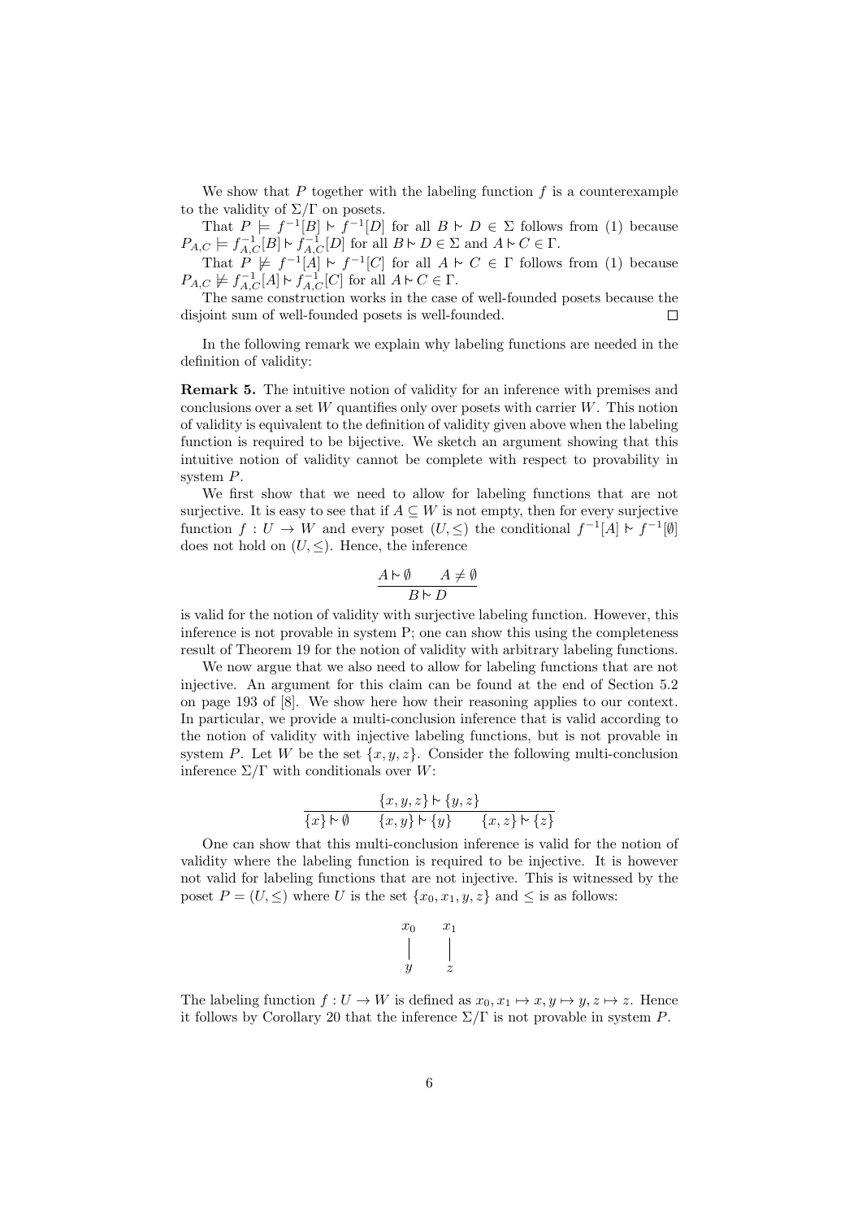We show that $P$ together with the labeling function $f$ is a counterexample to the validity of $\Sigma/\Gamma$ on posets.

That $P \models f^{-1}[B] \mathrel{\mid\!\sim} f^{-1}[D]$ for all $B \mathrel{\mid\!\sim} D \in \Sigma$ follows from (1) because $P_{A,C} \models f_{A,C}^{-1}[B] \mathrel{\mid\!\sim} f_{A,C}^{-1}[D]$ for all $B \mathrel{\mid\!\sim} D \in \Sigma$ and $A \mathrel{\mid\!\sim} C \in \Gamma$.

That $P \not\models f^{-1}[A] \mathrel{\mid\!\sim} f^{-1}[C]$ for all $A \mathrel{\mid\!\sim} C \in \Gamma$ follows from (1) because $P_{A,C} \not\models f_{A,C}^{-1}[A] \mathrel{\mid\!\sim} f_{A,C}^{-1}[C]$ for all $A \mathrel{\mid\!\sim} C \in \Gamma$.

The same construction works in the case of well-founded posets because the disjoint sum of well-founded posets is well-founded. □

In the following remark we explain why labeling functions are needed in the definition of validity:

**Remark 5.** The intuitive notion of validity for an inference with premises and conclusions over a set $W$ quantifies only over posets with carrier $W$. This notion of validity is equivalent to the definition of validity given above when the labeling function is required to be bijective. We sketch an argument showing that this intuitive notion of validity cannot be complete with respect to provability in system $P$.

We first show that we need to allow for labeling functions that are not surjective. It is easy to see that if $A \subseteq W$ is not empty, then for every surjective function $f : U \to W$ and every poset $(U, \leq)$ the conditional $f^{-1}[A] \mathrel{\mid\!\sim} f^{-1}[\emptyset]$ does not hold on $(U, \leq)$. Hence, the inference

$$\frac{A \mathrel{\mid\!\sim} \emptyset \qquad A \neq \emptyset}{B \mathrel{\mid\!\sim} D}$$

is valid for the notion of validity with surjective labeling function. However, this inference is not provable in system P; one can show this using the completeness result of Theorem 19 for the notion of validity with arbitrary labeling functions.

We now argue that we also need to allow for labeling functions that are not injective. An argument for this claim can be found at the end of Section 5.2 on page 193 of [8]. We show here how their reasoning applies to our context. In particular, we provide a multi-conclusion inference that is valid according to the notion of validity with injective labeling functions, but is not provable in system $P$. Let $W$ be the set $\{x, y, z\}$. Consider the following multi-conclusion inference $\Sigma/\Gamma$ with conditionals over $W$:

$$\frac{\{x, y, z\} \mathrel{\mid\!\sim} \{y, z\}}{\{x\} \mathrel{\mid\!\sim} \emptyset \qquad \{x, y\} \mathrel{\mid\!\sim} \{y\} \qquad \{x, z\} \mathrel{\mid\!\sim} \{z\}}$$

One can show that this multi-conclusion inference is valid for the notion of validity where the labeling function is required to be injective. It is however not valid for labeling functions that are not injective. This is witnessed by the poset $P = (U, \leq)$ where $U$ is the set $\{x_0, x_1, y, z\}$ and $\leq$ is as follows:

$$\begin{array}{cc} x_0 & x_1 \\ | & | \\ y & z \end{array}$$

The labeling function $f : U \to W$ is defined as $x_0, x_1 \mapsto x, y \mapsto y, z \mapsto z$. Hence it follows by Corollary 20 that the inference $\Sigma/\Gamma$ is not provable in system $P$.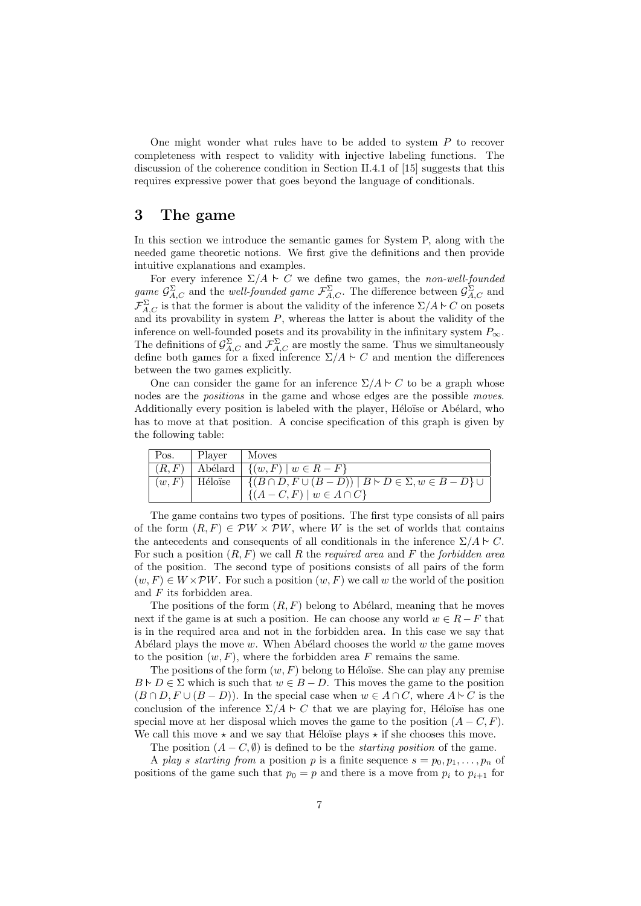One might wonder what rules have to be added to system $P$ to recover completeness with respect to validity with injective labeling functions. The discussion of the coherence condition in Section II.4.1 of [15] suggests that this requires expressive power that goes beyond the language of conditionals.

## 3 The game

In this section we introduce the semantic games for System P, along with the needed game theoretic notions. We first give the definitions and then provide intuitive explanations and examples.

For every inference $\Sigma/A \mathrel{\sim} C$ we define two games, the *non-well-founded game* $\mathcal{G}^{\Sigma}_{A,C}$ and the *well-founded game* $\mathcal{F}^{\Sigma}_{A,C}$. The difference between $\mathcal{G}^{\Sigma}_{A,C}$ and $\mathcal{F}^{\Sigma}_{A,C}$ is that the former is about the validity of the inference $\Sigma/A \mathrel{\sim} C$ on posets and its provability in system $P$, whereas the latter is about the validity of the inference on well-founded posets and its provability in the infinitary system $P_\infty$. The definitions of $\mathcal{G}^{\Sigma}_{A,C}$ and $\mathcal{F}^{\Sigma}_{A,C}$ are mostly the same. Thus we simultaneously define both games for a fixed inference $\Sigma/A \mathrel{\sim} C$ and mention the differences between the two games explicitly.

One can consider the game for an inference $\Sigma/A \mathrel{\sim} C$ to be a graph whose nodes are the *positions* in the game and whose edges are the possible *moves*. Additionally every position is labeled with the player, Héloïse or Abélard, who has to move at that position. A concise specification of this graph is given by the following table:

| Pos. | Player | Moves |
|---|---|---|
| $(R,F)$ | Abélard | $\{(w,F) \mid w \in R - F\}$ |
| $(w,F)$ | Héloïse | $\{(B \cap D, F \cup (B - D)) \mid B \mathrel{\sim} D \in \Sigma, w \in B - D\} \cup$ $\{(A - C, F) \mid w \in A \cap C\}$ |

The game contains two types of positions. The first type consists of all pairs of the form $(R,F) \in \mathcal{P}W \times \mathcal{P}W$, where $W$ is the set of worlds that contains the antecedents and consequents of all conditionals in the inference $\Sigma/A \mathrel{\sim} C$. For such a position $(R,F)$ we call $R$ the *required area* and $F$ the *forbidden area* of the position. The second type of positions consists of all pairs of the form $(w,F) \in W \times \mathcal{P}W$. For such a position $(w,F)$ we call $w$ the world of the position and $F$ its forbidden area.

The positions of the form $(R,F)$ belong to Abélard, meaning that he moves next if the game is at such a position. He can choose any world $w \in R - F$ that is in the required area and not in the forbidden area. In this case we say that Abélard plays the move $w$. When Abélard chooses the world $w$ the game moves to the position $(w,F)$, where the forbidden area $F$ remains the same.

The positions of the form $(w,F)$ belong to Héloïse. She can play any premise $B \mathrel{\sim} D \in \Sigma$ which is such that $w \in B - D$. This moves the game to the position $(B \cap D, F \cup (B - D))$. In the special case when $w \in A \cap C$, where $A \mathrel{\sim} C$ is the conclusion of the inference $\Sigma/A \mathrel{\sim} C$ that we are playing for, Héloïse has one special move at her disposal which moves the game to the position $(A - C, F)$. We call this move $\star$ and we say that Héloïse plays $\star$ if she chooses this move.

The position $(A - C, \emptyset)$ is defined to be the *starting position* of the game.

A *play $s$ starting from* a position $p$ is a finite sequence $s = p_0, p_1, \ldots, p_n$ of positions of the game such that $p_0 = p$ and there is a move from $p_i$ to $p_{i+1}$ for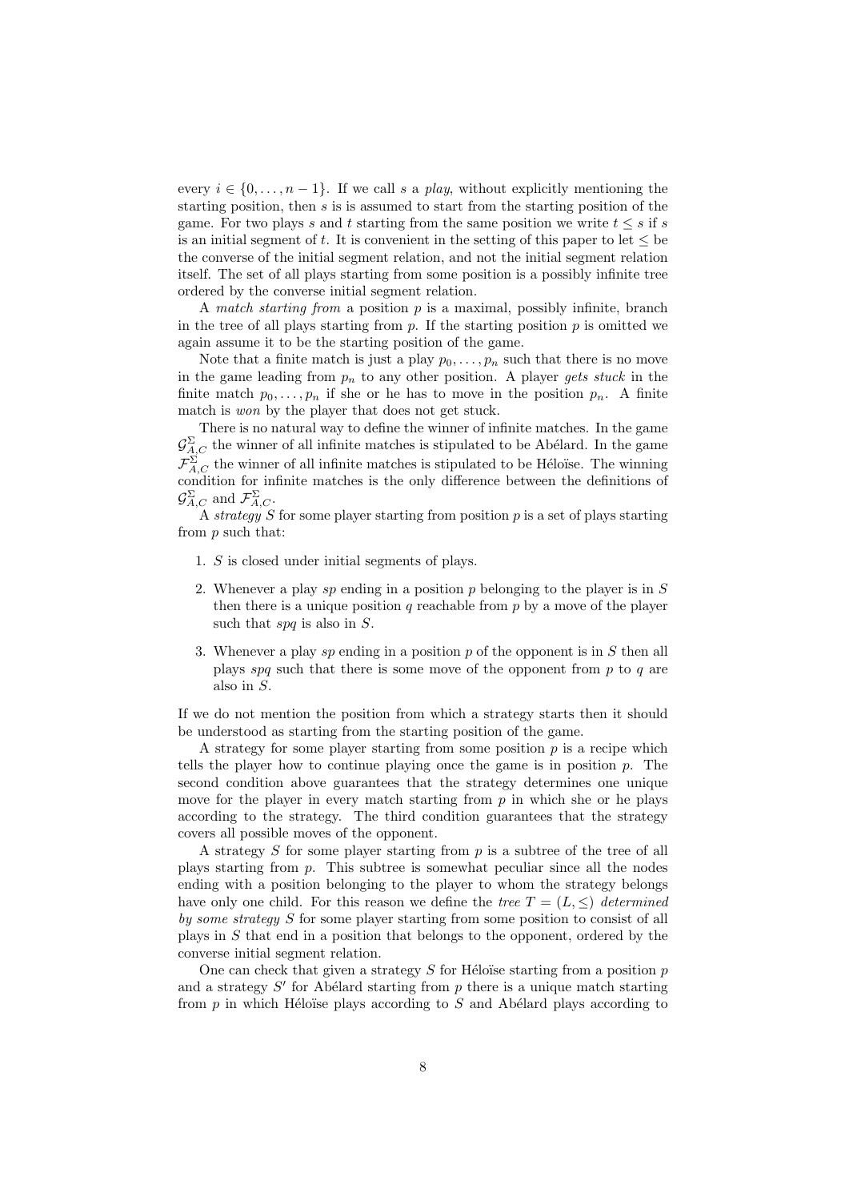every $i \in \{0, \ldots, n-1\}$. If we call $s$ a *play*, without explicitly mentioning the starting position, then $s$ is is assumed to start from the starting position of the game. For two plays $s$ and $t$ starting from the same position we write $t \leq s$ if $s$ is an initial segment of $t$. It is convenient in the setting of this paper to let $\leq$ be the converse of the initial segment relation, and not the initial segment relation itself. The set of all plays starting from some position is a possibly infinite tree ordered by the converse initial segment relation.

A *match starting from* a position $p$ is a maximal, possibly infinite, branch in the tree of all plays starting from $p$. If the starting position $p$ is omitted we again assume it to be the starting position of the game.

Note that a finite match is just a play $p_0, \ldots, p_n$ such that there is no move in the game leading from $p_n$ to any other position. A player *gets stuck* in the finite match $p_0, \ldots, p_n$ if she or he has to move in the position $p_n$. A finite match is *won* by the player that does not get stuck.

There is no natural way to define the winner of infinite matches. In the game $\mathcal{G}^{\Sigma}_{A,C}$ the winner of all infinite matches is stipulated to be Abélard. In the game $\mathcal{F}^{\Sigma}_{A,C}$ the winner of all infinite matches is stipulated to be Héloïse. The winning condition for infinite matches is the only difference between the definitions of $\mathcal{G}^{\Sigma}_{A,C}$ and $\mathcal{F}^{\Sigma}_{A,C}$.

A *strategy* $S$ for some player starting from position $p$ is a set of plays starting from $p$ such that:

1. $S$ is closed under initial segments of plays.

2. Whenever a play $sp$ ending in a position $p$ belonging to the player is in $S$ then there is a unique position $q$ reachable from $p$ by a move of the player such that $spq$ is also in $S$.

3. Whenever a play $sp$ ending in a position $p$ of the opponent is in $S$ then all plays $spq$ such that there is some move of the opponent from $p$ to $q$ are also in $S$.

If we do not mention the position from which a strategy starts then it should be understood as starting from the starting position of the game.

A strategy for some player starting from some position $p$ is a recipe which tells the player how to continue playing once the game is in position $p$. The second condition above guarantees that the strategy determines one unique move for the player in every match starting from $p$ in which she or he plays according to the strategy. The third condition guarantees that the strategy covers all possible moves of the opponent.

A strategy $S$ for some player starting from $p$ is a subtree of the tree of all plays starting from $p$. This subtree is somewhat peculiar since all the nodes ending with a position belonging to the player to whom the strategy belongs have only one child. For this reason we define the *tree* $T = (L, \leq)$ *determined by some strategy* $S$ for some player starting from some position to consist of all plays in $S$ that end in a position that belongs to the opponent, ordered by the converse initial segment relation.

One can check that given a strategy $S$ for Héloïse starting from a position $p$ and a strategy $S'$ for Abélard starting from $p$ there is a unique match starting from $p$ in which Héloïse plays according to $S$ and Abélard plays according to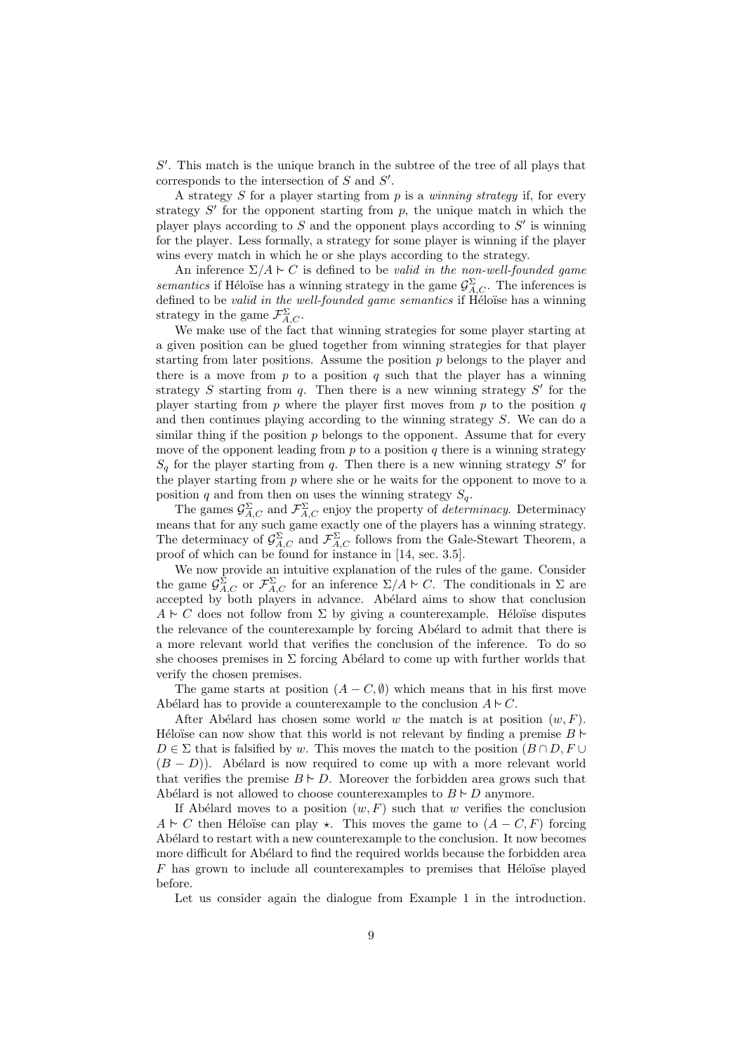$S'$. This match is the unique branch in the subtree of the tree of all plays that corresponds to the intersection of $S$ and $S'$.

A strategy $S$ for a player starting from $p$ is a *winning strategy* if, for every strategy $S'$ for the opponent starting from $p$, the unique match in which the player plays according to $S$ and the opponent plays according to $S'$ is winning for the player. Less formally, a strategy for some player is winning if the player wins every match in which he or she plays according to the strategy.

An inference $\Sigma/A \mathrel{\sim} C$ is defined to be *valid in the non-well-founded game semantics* if Héloïse has a winning strategy in the game $\mathcal{G}^{\Sigma}_{A,C}$. The inferences is defined to be *valid in the well-founded game semantics* if Héloïse has a winning strategy in the game $\mathcal{F}^{\Sigma}_{A,C}$.

We make use of the fact that winning strategies for some player starting at a given position can be glued together from winning strategies for that player starting from later positions. Assume the position $p$ belongs to the player and there is a move from $p$ to a position $q$ such that the player has a winning strategy $S$ starting from $q$. Then there is a new winning strategy $S'$ for the player starting from $p$ where the player first moves from $p$ to the position $q$ and then continues playing according to the winning strategy $S$. We can do a similar thing if the position $p$ belongs to the opponent. Assume that for every move of the opponent leading from $p$ to a position $q$ there is a winning strategy $S_q$ for the player starting from $q$. Then there is a new winning strategy $S'$ for the player starting from $p$ where she or he waits for the opponent to move to a position $q$ and from then on uses the winning strategy $S_q$.

The games $\mathcal{G}^{\Sigma}_{A,C}$ and $\mathcal{F}^{\Sigma}_{A,C}$ enjoy the property of *determinacy*. Determinacy means that for any such game exactly one of the players has a winning strategy. The determinacy of $\mathcal{G}^{\Sigma}_{A,C}$ and $\mathcal{F}^{\Sigma}_{A,C}$ follows from the Gale-Stewart Theorem, a proof of which can be found for instance in [14, sec. 3.5].

We now provide an intuitive explanation of the rules of the game. Consider the game $\mathcal{G}^{\Sigma}_{A,C}$ or $\mathcal{F}^{\Sigma}_{A,C}$ for an inference $\Sigma/A \mathrel{\sim} C$. The conditionals in $\Sigma$ are accepted by both players in advance. Abélard aims to show that conclusion $A \mathrel{\sim} C$ does not follow from $\Sigma$ by giving a counterexample. Héloïse disputes the relevance of the counterexample by forcing Abélard to admit that there is a more relevant world that verifies the conclusion of the inference. To do so she chooses premises in $\Sigma$ forcing Abélard to come up with further worlds that verify the chosen premises.

The game starts at position $(A - C, \emptyset)$ which means that in his first move Abélard has to provide a counterexample to the conclusion $A \mathrel{\sim} C$.

After Abélard has chosen some world $w$ the match is at position $(w, F)$. Héloïse can now show that this world is not relevant by finding a premise $B \mathrel{\sim} D \in \Sigma$ that is falsified by $w$. This moves the match to the position $(B \cap D, F \cup (B - D))$. Abélard is now required to come up with a more relevant world that verifies the premise $B \mathrel{\sim} D$. Moreover the forbidden area grows such that Abélard is not allowed to choose counterexamples to $B \mathrel{\sim} D$ anymore.

If Abélard moves to a position $(w, F)$ such that $w$ verifies the conclusion $A \mathrel{\sim} C$ then Héloïse can play $\star$. This moves the game to $(A - C, F)$ forcing Abélard to restart with a new counterexample to the conclusion. It now becomes more difficult for Abélard to find the required worlds because the forbidden area $F$ has grown to include all counterexamples to premises that Héloïse played before.

Let us consider again the dialogue from Example 1 in the introduction.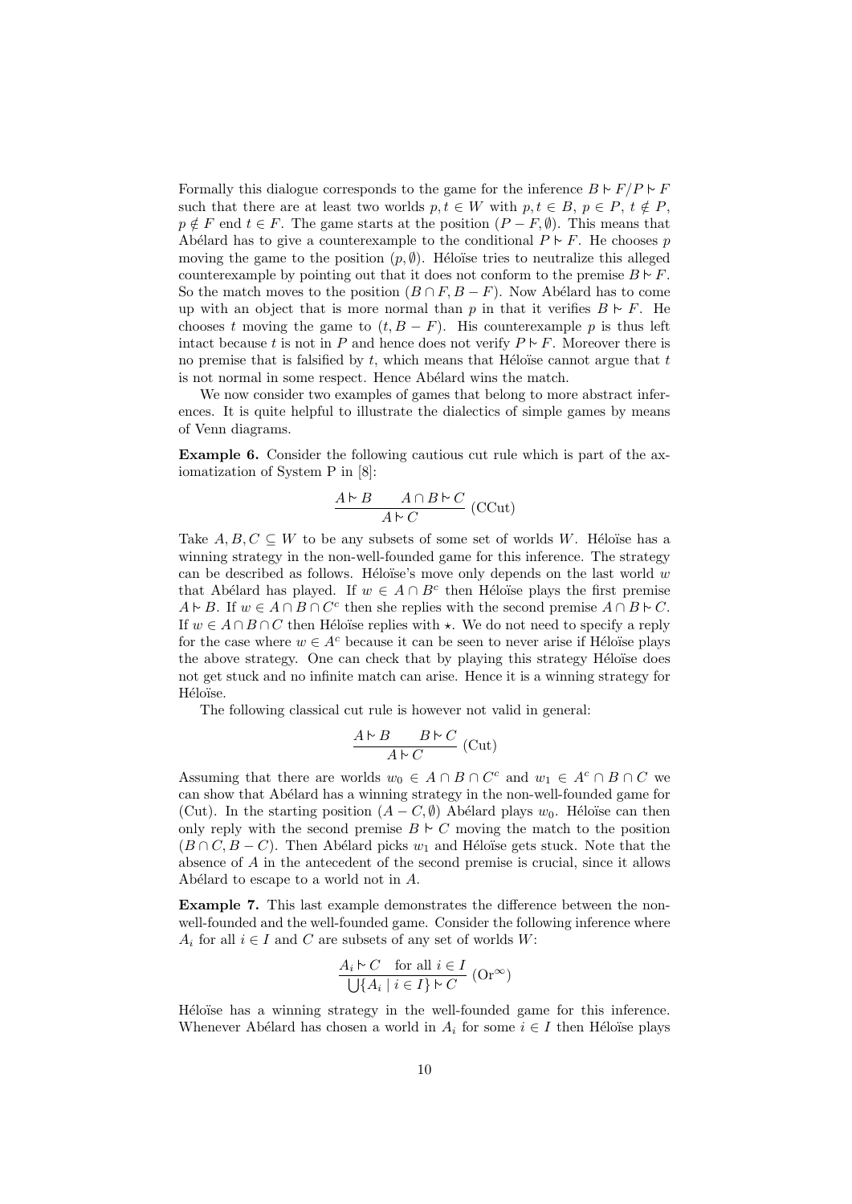Formally this dialogue corresponds to the game for the inference $B \mathrel{\sim} F / P \mathrel{\sim} F$ such that there are at least two worlds $p, t \in W$ with $p, t \in B$, $p \in P$, $t \notin P$, $p \notin F$ end $t \in F$. The game starts at the position $(P - F, \emptyset)$. This means that Abélard has to give a counterexample to the conditional $P \mathrel{\sim} F$. He chooses $p$ moving the game to the position $(p, \emptyset)$. Héloïse tries to neutralize this alleged counterexample by pointing out that it does not conform to the premise $B \mathrel{\sim} F$. So the match moves to the position $(B \cap F, B - F)$. Now Abélard has to come up with an object that is more normal than $p$ in that it verifies $B \mathrel{\sim} F$. He chooses $t$ moving the game to $(t, B - F)$. His counterexample $p$ is thus left intact because $t$ is not in $P$ and hence does not verify $P \mathrel{\sim} F$. Moreover there is no premise that is falsified by $t$, which means that Héloïse cannot argue that $t$ is not normal in some respect. Hence Abélard wins the match.

We now consider two examples of games that belong to more abstract inferences. It is quite helpful to illustrate the dialectics of simple games by means of Venn diagrams.

**Example 6.** Consider the following cautious cut rule which is part of the axiomatization of System P in [8]:

$$\frac{A \mathrel{\sim} B \qquad A \cap B \mathrel{\sim} C}{A \mathrel{\sim} C} \text{ (CCut)}$$

Take $A, B, C \subseteq W$ to be any subsets of some set of worlds $W$. Héloïse has a winning strategy in the non-well-founded game for this inference. The strategy can be described as follows. Héloïse's move only depends on the last world $w$ that Abélard has played. If $w \in A \cap B^c$ then Héloïse plays the first premise $A \mathrel{\sim} B$. If $w \in A \cap B \cap C^c$ then she replies with the second premise $A \cap B \mathrel{\sim} C$. If $w \in A \cap B \cap C$ then Héloïse replies with $\star$. We do not need to specify a reply for the case where $w \in A^c$ because it can be seen to never arise if Héloïse plays the above strategy. One can check that by playing this strategy Héloïse does not get stuck and no infinite match can arise. Hence it is a winning strategy for Héloïse.

The following classical cut rule is however not valid in general:

$$\frac{A \mathrel{\sim} B \qquad B \mathrel{\sim} C}{A \mathrel{\sim} C} \text{ (Cut)}$$

Assuming that there are worlds $w_0 \in A \cap B \cap C^c$ and $w_1 \in A^c \cap B \cap C$ we can show that Abélard has a winning strategy in the non-well-founded game for (Cut). In the starting position $(A - C, \emptyset)$ Abélard plays $w_0$. Héloïse can then only reply with the second premise $B \mathrel{\sim} C$ moving the match to the position $(B \cap C, B - C)$. Then Abélard picks $w_1$ and Héloïse gets stuck. Note that the absence of $A$ in the antecedent of the second premise is crucial, since it allows Abélard to escape to a world not in $A$.

**Example 7.** This last example demonstrates the difference between the non-well-founded and the well-founded game. Consider the following inference where $A_i$ for all $i \in I$ and $C$ are subsets of any set of worlds $W$:

$$\frac{A_i \mathrel{\sim} C \quad \text{for all } i \in I}{\bigcup\{A_i \mid i \in I\} \mathrel{\sim} C} \text{ (Or}^\infty\text{)}$$

Héloïse has a winning strategy in the well-founded game for this inference. Whenever Abélard has chosen a world in $A_i$ for some $i \in I$ then Héloïse plays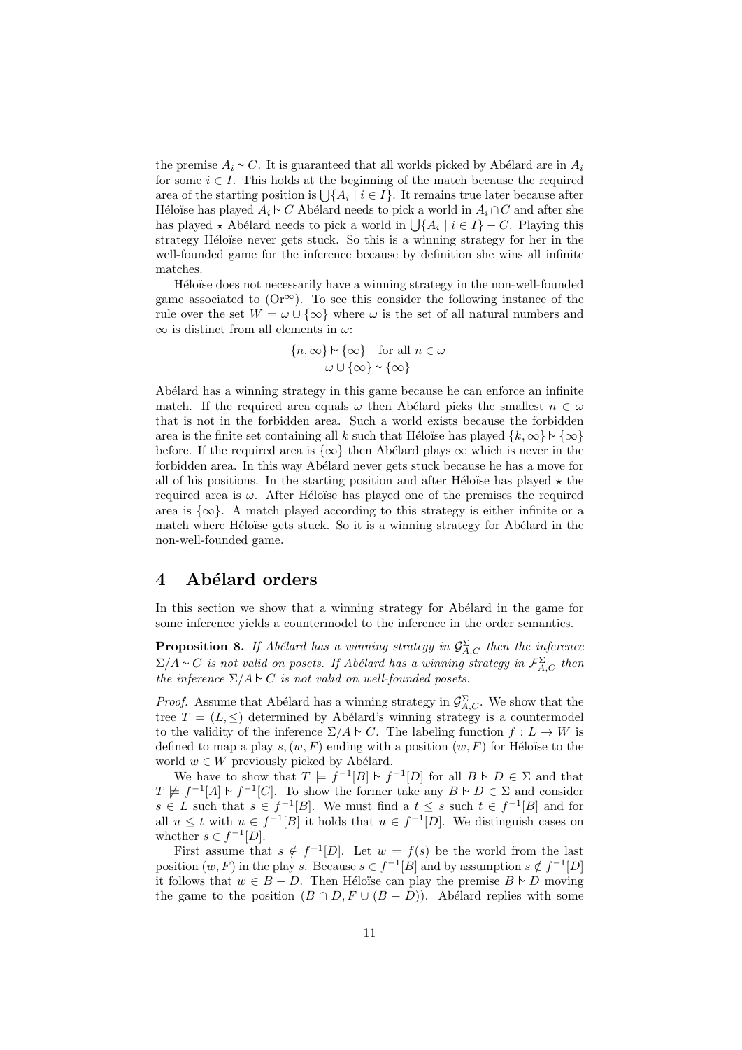the premise $A_i \vdash C$. It is guaranteed that all worlds picked by Abélard are in $A_i$ for some $i \in I$. This holds at the beginning of the match because the required area of the starting position is $\bigcup\{A_i \mid i \in I\}$. It remains true later because after Héloïse has played $A_i \vdash C$ Abélard needs to pick a world in $A_i \cap C$ and after she has played $\star$ Abélard needs to pick a world in $\bigcup\{A_i \mid i \in I\} - C$. Playing this strategy Héloïse never gets stuck. So this is a winning strategy for her in the well-founded game for the inference because by definition she wins all infinite matches.

Héloïse does not necessarily have a winning strategy in the non-well-founded game associated to $(\mathrm{Or}^\infty)$. To see this consider the following instance of the rule over the set $W = \omega \cup \{\infty\}$ where $\omega$ is the set of all natural numbers and $\infty$ is distinct from all elements in $\omega$:

$$\frac{\{n, \infty\} \vdash \{\infty\} \quad \text{for all } n \in \omega}{\omega \cup \{\infty\} \vdash \{\infty\}}$$

Abélard has a winning strategy in this game because he can enforce an infinite match. If the required area equals $\omega$ then Abélard picks the smallest $n \in \omega$ that is not in the forbidden area. Such a world exists because the forbidden area is the finite set containing all $k$ such that Héloïse has played $\{k, \infty\} \vdash \{\infty\}$ before. If the required area is $\{\infty\}$ then Abélard plays $\infty$ which is never in the forbidden area. In this way Abélard never gets stuck because he has a move for all of his positions. In the starting position and after Héloïse has played $\star$ the required area is $\omega$. After Héloïse has played one of the premises the required area is $\{\infty\}$. A match played according to this strategy is either infinite or a match where Héloïse gets stuck. So it is a winning strategy for Abélard in the non-well-founded game.

## 4 Abélard orders

In this section we show that a winning strategy for Abélard in the game for some inference yields a countermodel to the inference in the order semantics.

**Proposition 8.** *If Abélard has a winning strategy in $\mathcal{G}^{\Sigma}_{A,C}$ then the inference $\Sigma/A \vdash C$ is not valid on posets. If Abélard has a winning strategy in $\mathcal{F}^{\Sigma}_{A,C}$ then the inference $\Sigma/A \vdash C$ is not valid on well-founded posets.*

*Proof.* Assume that Abélard has a winning strategy in $\mathcal{G}^{\Sigma}_{A,C}$. We show that the tree $T = (L, \leq)$ determined by Abélard's winning strategy is a countermodel to the validity of the inference $\Sigma/A \vdash C$. The labeling function $f : L \to W$ is defined to map a play $s, (w, F)$ ending with a position $(w, F)$ for Héloïse to the world $w \in W$ previously picked by Abélard.

We have to show that $T \models f^{-1}[B] \vdash f^{-1}[D]$ for all $B \vdash D \in \Sigma$ and that $T \not\models f^{-1}[A] \vdash f^{-1}[C]$. To show the former take any $B \vdash D \in \Sigma$ and consider $s \in L$ such that $s \in f^{-1}[B]$. We must find a $t \leq s$ such $t \in f^{-1}[B]$ and for all $u \leq t$ with $u \in f^{-1}[B]$ it holds that $u \in f^{-1}[D]$. We distinguish cases on whether $s \in f^{-1}[D]$.

First assume that $s \notin f^{-1}[D]$. Let $w = f(s)$ be the world from the last position $(w, F)$ in the play $s$. Because $s \in f^{-1}[B]$ and by assumption $s \notin f^{-1}[D]$ it follows that $w \in B - D$. Then Héloïse can play the premise $B \vdash D$ moving the game to the position $(B \cap D, F \cup (B - D))$. Abélard replies with some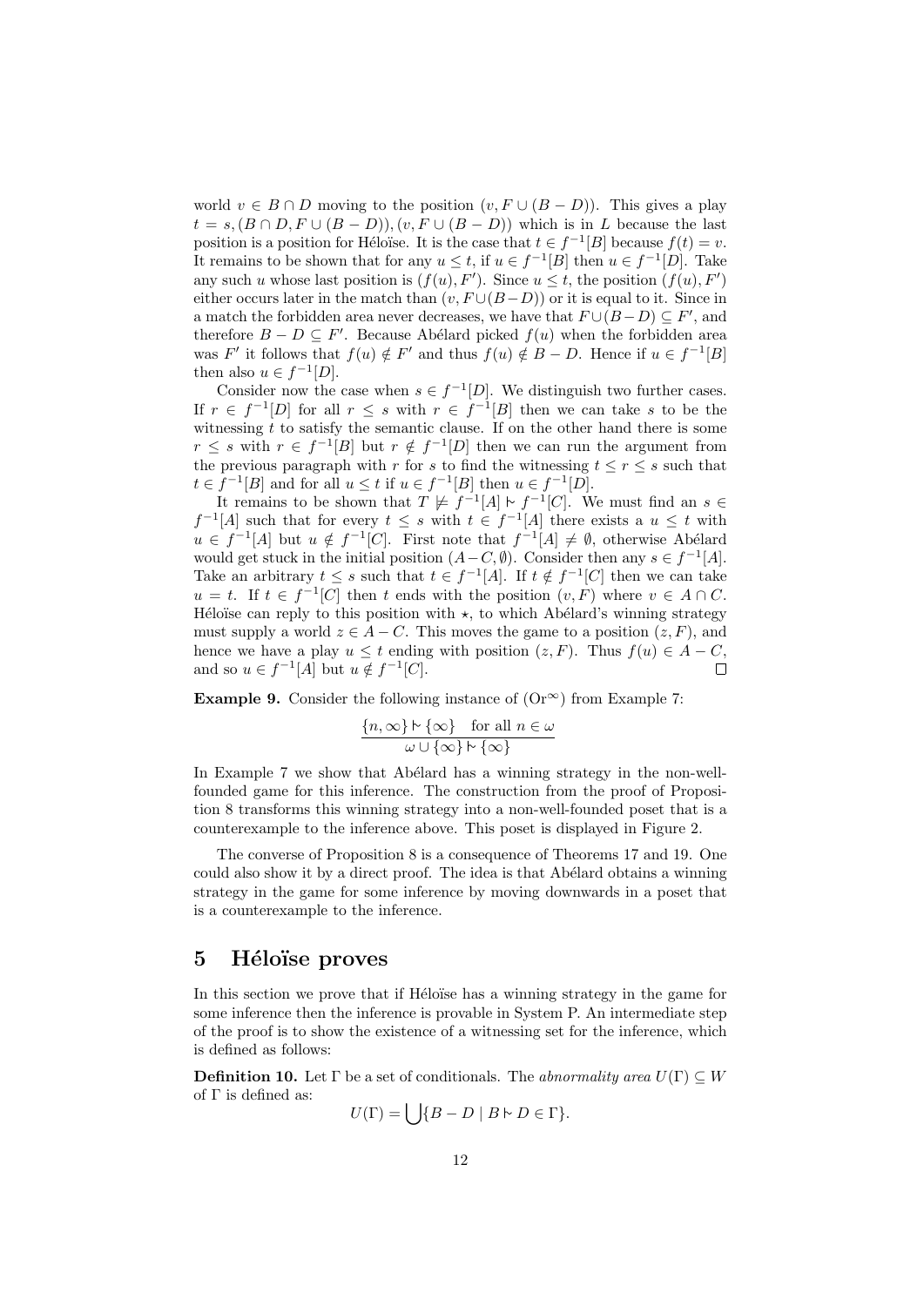world $v \in B \cap D$ moving to the position $(v, F \cup (B - D))$. This gives a play $t = s, (B \cap D, F \cup (B - D)), (v, F \cup (B - D))$ which is in $L$ because the last position is a position for Héloïse. It is the case that $t \in f^{-1}[B]$ because $f(t) = v$. It remains to be shown that for any $u \leq t$, if $u \in f^{-1}[B]$ then $u \in f^{-1}[D]$. Take any such $u$ whose last position is $(f(u), F')$. Since $u \leq t$, the position $(f(u), F')$ either occurs later in the match than $(v, F \cup (B - D))$ or it is equal to it. Since in a match the forbidden area never decreases, we have that $F \cup (B - D) \subseteq F'$, and therefore $B - D \subseteq F'$. Because Abélard picked $f(u)$ when the forbidden area was $F'$ it follows that $f(u) \notin F'$ and thus $f(u) \notin B - D$. Hence if $u \in f^{-1}[B]$ then also $u \in f^{-1}[D]$.

Consider now the case when $s \in f^{-1}[D]$. We distinguish two further cases. If $r \in f^{-1}[D]$ for all $r \leq s$ with $r \in f^{-1}[B]$ then we can take $s$ to be the witnessing $t$ to satisfy the semantic clause. If on the other hand there is some $r \leq s$ with $r \in f^{-1}[B]$ but $r \notin f^{-1}[D]$ then we can run the argument from the previous paragraph with $r$ for $s$ to find the witnessing $t \leq r \leq s$ such that $t \in f^{-1}[B]$ and for all $u \leq t$ if $u \in f^{-1}[B]$ then $u \in f^{-1}[D]$.

It remains to be shown that $T \not\models f^{-1}[A] \mathrel{|\!\sim} f^{-1}[C]$. We must find an $s \in f^{-1}[A]$ such that for every $t \leq s$ with $t \in f^{-1}[A]$ there exists a $u \leq t$ with $u \in f^{-1}[A]$ but $u \notin f^{-1}[C]$. First note that $f^{-1}[A] \neq \emptyset$, otherwise Abélard would get stuck in the initial position $(A - C, \emptyset)$. Consider then any $s \in f^{-1}[A]$. Take an arbitrary $t \leq s$ such that $t \in f^{-1}[A]$. If $t \notin f^{-1}[C]$ then we can take $u = t$. If $t \in f^{-1}[C]$ then $t$ ends with the position $(v, F)$ where $v \in A \cap C$. Héloïse can reply to this position with $\star$, to which Abélard's winning strategy must supply a world $z \in A - C$. This moves the game to a position $(z, F)$, and hence we have a play $u \leq t$ ending with position $(z, F)$. Thus $f(u) \in A - C$, and so $u \in f^{-1}[A]$ but $u \notin f^{-1}[C]$. $\square$

**Example 9.** Consider the following instance of $(\mathrm{Or}^{\infty})$ from Example 7:

$$\frac{\{n, \infty\} \mathrel{|\!\sim} \{\infty\} \quad \text{for all } n \in \omega}{\omega \cup \{\infty\} \mathrel{|\!\sim} \{\infty\}}$$

In Example 7 we show that Abélard has a winning strategy in the non-well-founded game for this inference. The construction from the proof of Proposition 8 transforms this winning strategy into a non-well-founded poset that is a counterexample to the inference above. This poset is displayed in Figure 2.

The converse of Proposition 8 is a consequence of Theorems 17 and 19. One could also show it by a direct proof. The idea is that Abélard obtains a winning strategy in the game for some inference by moving downwards in a poset that is a counterexample to the inference.

## 5 Héloïse proves

In this section we prove that if Héloïse has a winning strategy in the game for some inference then the inference is provable in System P. An intermediate step of the proof is to show the existence of a witnessing set for the inference, which is defined as follows:

**Definition 10.** Let $\Gamma$ be a set of conditionals. The *abnormality area* $U(\Gamma) \subseteq W$ of $\Gamma$ is defined as:

$$U(\Gamma) = \bigcup \{B - D \mid B \mathrel{|\!\sim} D \in \Gamma\}.$$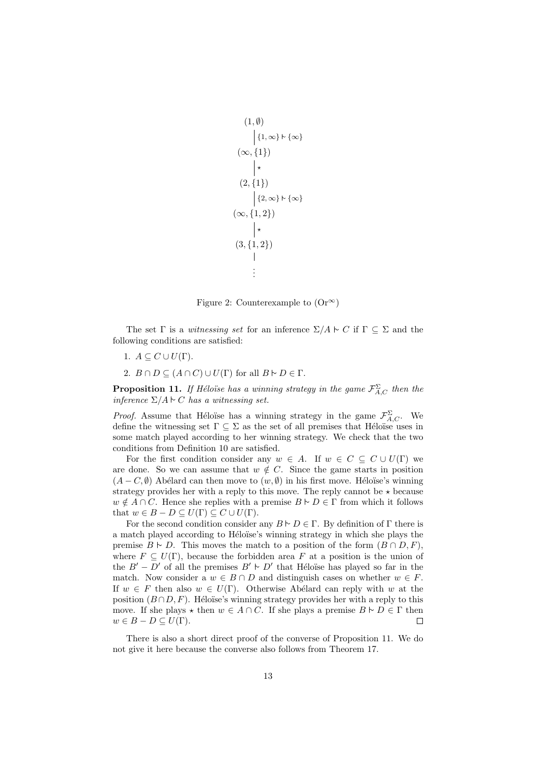$$
\begin{array}{c}
(1, \emptyset) \\
\Big| \; \{1, \infty\} \mathrel{\sim} \{\infty\} \\
(\infty, \{1\}) \\
\Big| \; \star \\
(2, \{1\}) \\
\Big| \; \{2, \infty\} \mathrel{\sim} \{\infty\} \\
(\infty, \{1, 2\}) \\
\Big| \; \star \\
(3, \{1, 2\}) \\
\Big| \\
\vdots
\end{array}
$$

Figure 2: Counterexample to $(\mathrm{Or}^{\infty})$

The set $\Gamma$ is a *witnessing set* for an inference $\Sigma / A \mathrel{\sim} C$ if $\Gamma \subseteq \Sigma$ and the following conditions are satisfied:

1. $A \subseteq C \cup U(\Gamma)$.
2. $B \cap D \subseteq (A \cap C) \cup U(\Gamma)$ for all $B \mathrel{\sim} D \in \Gamma$.

**Proposition 11.** *If Héloïse has a winning strategy in the game $\mathcal{F}^{\Sigma}_{A,C}$ then the inference $\Sigma / A \mathrel{\sim} C$ has a witnessing set.*

*Proof.* Assume that Héloïse has a winning strategy in the game $\mathcal{F}^{\Sigma}_{A,C}$. We define the witnessing set $\Gamma \subseteq \Sigma$ as the set of all premises that Héloïse uses in some match played according to her winning strategy. We check that the two conditions from Definition 10 are satisfied.

For the first condition consider any $w \in A$. If $w \in C \subseteq C \cup U(\Gamma)$ we are done. So we can assume that $w \notin C$. Since the game starts in position $(A - C, \emptyset)$ Abélard can then move to $(w, \emptyset)$ in his first move. Héloïse's winning strategy provides her with a reply to this move. The reply cannot be $\star$ because $w \notin A \cap C$. Hence she replies with a premise $B \mathrel{\sim} D \in \Gamma$ from which it follows that $w \in B - D \subseteq U(\Gamma) \subseteq C \cup U(\Gamma)$.

For the second condition consider any $B \mathrel{\sim} D \in \Gamma$. By definition of $\Gamma$ there is a match played according to Héloïse's winning strategy in which she plays the premise $B \mathrel{\sim} D$. This moves the match to a position of the form $(B \cap D, F)$, where $F \subseteq U(\Gamma)$, because the forbidden area $F$ at a position is the union of the $B' - D'$ of all the premises $B' \mathrel{\sim} D'$ that Héloïse has played so far in the match. Now consider a $w \in B \cap D$ and distinguish cases on whether $w \in F$. If $w \in F$ then also $w \in U(\Gamma)$. Otherwise Abélard can reply with $w$ at the position $(B \cap D, F)$. Héloïse's winning strategy provides her with a reply to this move. If she plays $\star$ then $w \in A \cap C$. If she plays a premise $B \mathrel{\sim} D \in \Gamma$ then $w \in B - D \subseteq U(\Gamma)$. $\square$

There is also a short direct proof of the converse of Proposition 11. We do not give it here because the converse also follows from Theorem 17.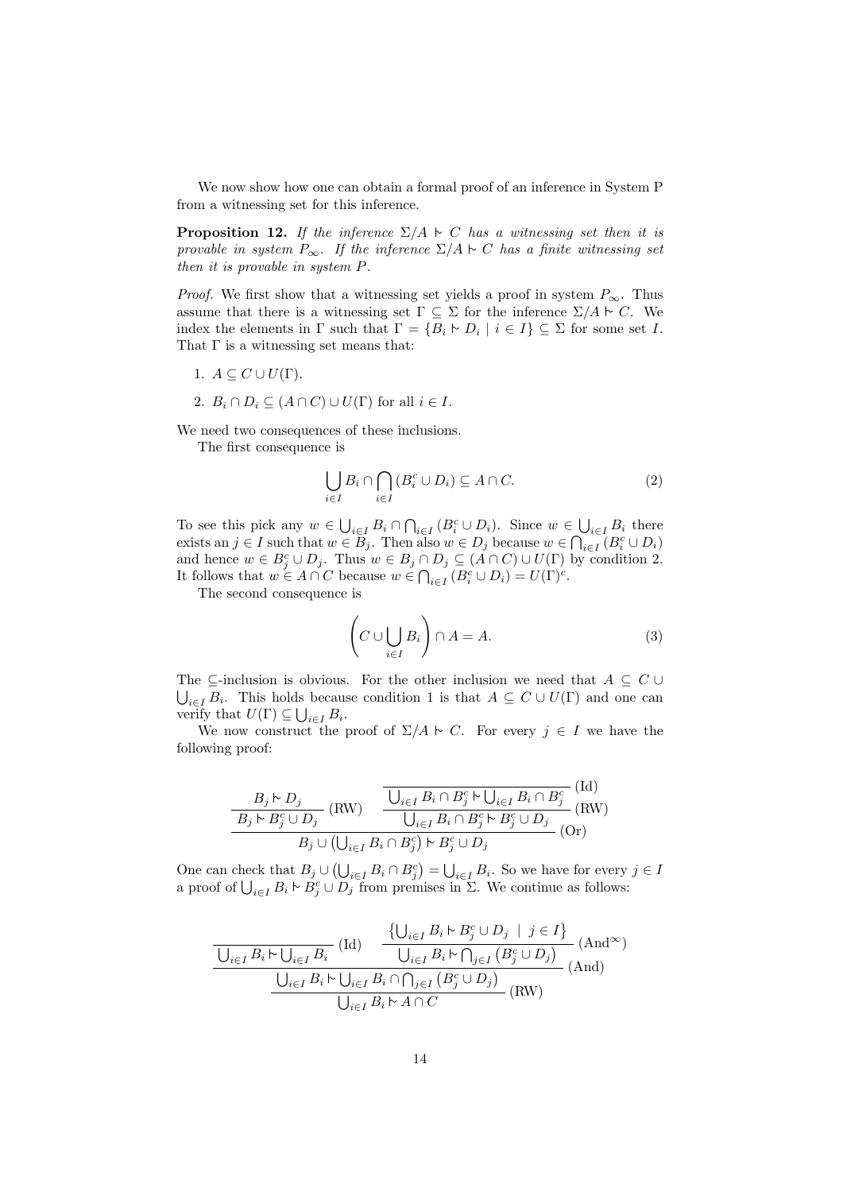We now show how one can obtain a formal proof of an inference in System P from a witnessing set for this inference.

**Proposition 12.** *If the inference $\Sigma/A \mathrel{|\!\!\sim} C$ has a witnessing set then it is provable in system $P_\infty$. If the inference $\Sigma/A \mathrel{|\!\!\sim} C$ has a finite witnessing set then it is provable in system P.*

*Proof.* We first show that a witnessing set yields a proof in system $P_\infty$. Thus assume that there is a witnessing set $\Gamma \subseteq \Sigma$ for the inference $\Sigma/A \mathrel{|\!\!\sim} C$. We index the elements in $\Gamma$ such that $\Gamma = \{B_i \mathrel{|\!\!\sim} D_i \mid i \in I\} \subseteq \Sigma$ for some set $I$. That $\Gamma$ is a witnessing set means that:

1. $A \subseteq C \cup U(\Gamma)$.
2. $B_i \cap D_i \subseteq (A \cap C) \cup U(\Gamma)$ for all $i \in I$.

We need two consequences of these inclusions.

The first consequence is

$$\bigcup_{i \in I} B_i \cap \bigcap_{i \in I} (B_i^c \cup D_i) \subseteq A \cap C. \tag{2}$$

To see this pick any $w \in \bigcup_{i \in I} B_i \cap \bigcap_{i \in I} (B_i^c \cup D_i)$. Since $w \in \bigcup_{i \in I} B_i$ there exists an $j \in I$ such that $w \in B_j$. Then also $w \in D_j$ because $w \in \bigcap_{i \in I} (B_i^c \cup D_i)$ and hence $w \in B_j^c \cup D_j$. Thus $w \in B_j \cap D_j \subseteq (A \cap C) \cup U(\Gamma)$ by condition 2. It follows that $w \in A \cap C$ because $w \in \bigcap_{i \in I} (B_i^c \cup D_i) = U(\Gamma)^c$.

The second consequence is

$$\left( C \cup \bigcup_{i \in I} B_i \right) \cap A = A. \tag{3}$$

The $\subseteq$-inclusion is obvious. For the other inclusion we need that $A \subseteq C \cup \bigcup_{i \in I} B_i$. This holds because condition 1 is that $A \subseteq C \cup U(\Gamma)$ and one can verify that $U(\Gamma) \subseteq \bigcup_{i \in I} B_i$.

We now construct the proof of $\Sigma/A \mathrel{|\!\!\sim} C$. For every $j \in I$ we have the following proof:

$$\dfrac{\dfrac{B_j \mathrel{|\!\!\sim} D_j}{B_j \mathrel{|\!\!\sim} B_j^c \cup D_j}\,(\mathrm{RW}) \qquad \dfrac{\overline{\bigcup_{i \in I} B_i \cap B_j^c \mathrel{|\!\!\sim} \bigcup_{i \in I} B_i \cap B_j^c}\,(\mathrm{Id})}{\bigcup_{i \in I} B_i \cap B_j^c \mathrel{|\!\!\sim} B_j^c \cup D_j}\,(\mathrm{RW})}{B_j \cup \left(\bigcup_{i \in I} B_i \cap B_j^c\right) \mathrel{|\!\!\sim} B_j^c \cup D_j}\,(\mathrm{Or})$$

One can check that $B_j \cup \left(\bigcup_{i \in I} B_i \cap B_j^c\right) = \bigcup_{i \in I} B_i$. So we have for every $j \in I$ a proof of $\bigcup_{i \in I} B_i \mathrel{|\!\!\sim} B_j^c \cup D_j$ from premises in $\Sigma$. We continue as follows:

$$\dfrac{\dfrac{\overline{\bigcup_{i \in I} B_i \mathrel{|\!\!\sim} \bigcup_{i \in I} B_i}\,(\mathrm{Id}) \qquad \dfrac{\left\{\bigcup_{i \in I} B_i \mathrel{|\!\!\sim} B_j^c \cup D_j \;\mid\; j \in I\right\}}{\bigcup_{i \in I} B_i \mathrel{|\!\!\sim} \bigcap_{j \in I} \left(B_j^c \cup D_j\right)}\,(\mathrm{And}^\infty)}{\bigcup_{i \in I} B_i \mathrel{|\!\!\sim} \bigcup_{i \in I} B_i \cap \bigcap_{j \in I} \left(B_j^c \cup D_j\right)}\,(\mathrm{And})}{\bigcup_{i \in I} B_i \mathrel{|\!\!\sim} A \cap C}\,(\mathrm{RW})$$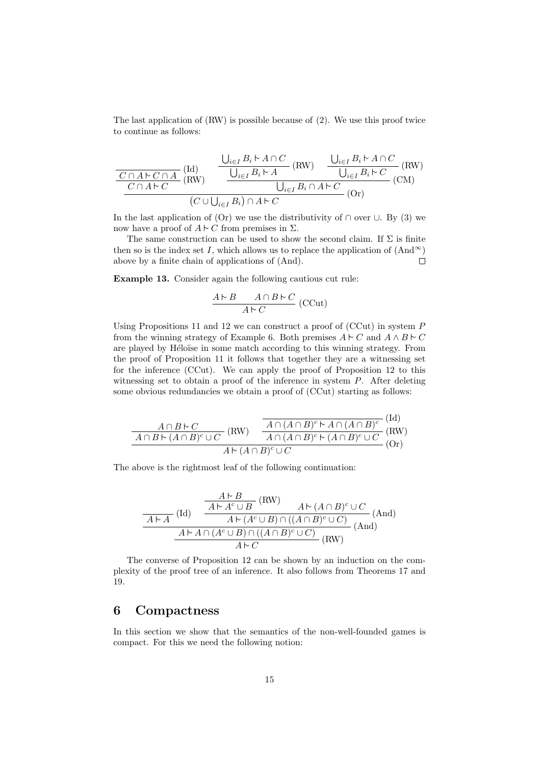The last application of (RW) is possible because of (2). We use this proof twice to continue as follows:

$$
\dfrac{\dfrac{\overline{C \cap A \mathrel{|\!\sim} C \cap A}\ (\mathrm{Id})}{C \cap A \mathrel{|\!\sim} C}\ (\mathrm{RW}) \qquad \dfrac{\dfrac{\bigcup_{i\in I} B_i \mathrel{|\!\sim} A \cap C}{\bigcup_{i\in I} B_i \mathrel{|\!\sim} A}\ (\mathrm{RW}) \qquad \dfrac{\bigcup_{i\in I} B_i \mathrel{|\!\sim} A \cap C}{\bigcup_{i\in I} B_i \mathrel{|\!\sim} C}\ (\mathrm{RW})}{\bigcup_{i\in I} B_i \cap A \mathrel{|\!\sim} C}\ (\mathrm{CM})}{\left(C \cup \bigcup_{i\in I} B_i\right) \cap A \mathrel{|\!\sim} C}\ (\mathrm{Or})
$$

In the last application of (Or) we use the distributivity of $\cap$ over $\cup$. By (3) we now have a proof of $A \mathrel{|\!\sim} C$ from premises in $\Sigma$.

The same construction can be used to show the second claim. If $\Sigma$ is finite then so is the index set $I$, which allows us to replace the application of (And$^\infty$) above by a finite chain of applications of (And). □

**Example 13.** Consider again the following cautious cut rule:

$$
\dfrac{A \mathrel{|\!\sim} B \qquad A \cap B \mathrel{|\!\sim} C}{A \mathrel{|\!\sim} C}\ (\mathrm{CCut})
$$

Using Propositions 11 and 12 we can construct a proof of (CCut) in system $P$ from the winning strategy of Example 6. Both premises $A \mathrel{|\!\sim} C$ and $A \wedge B \mathrel{|\!\sim} C$ are played by Héloïse in some match according to this winning strategy. From the proof of Proposition 11 it follows that together they are a witnessing set for the inference (CCut). We can apply the proof of Proposition 12 to this witnessing set to obtain a proof of the inference in system $P$. After deleting some obvious redundancies we obtain a proof of (CCut) starting as follows:

$$
\dfrac{\dfrac{A \cap B \mathrel{|\!\sim} C}{A \cap B \mathrel{|\!\sim} (A \cap B)^c \cup C}\ (\mathrm{RW}) \qquad \dfrac{\overline{A \cap (A \cap B)^c \mathrel{|\!\sim} A \cap (A \cap B)^c}\ (\mathrm{Id})}{A \cap (A \cap B)^c \mathrel{|\!\sim} (A \cap B)^c \cup C}\ (\mathrm{RW})}{A \mathrel{|\!\sim} (A \cap B)^c \cup C}\ (\mathrm{Or})
$$

The above is the rightmost leaf of the following continuation:

$$
\dfrac{\dfrac{\overline{A \mathrel{|\!\sim} A}\ (\mathrm{Id}) \qquad \dfrac{\dfrac{A \mathrel{|\!\sim} B}{A \mathrel{|\!\sim} A^c \cup B}\ (\mathrm{RW}) \qquad A \mathrel{|\!\sim} (A \cap B)^c \cup C}{A \mathrel{|\!\sim} (A^c \cup B) \cap ((A \cap B)^c \cup C)}\ (\mathrm{And})}{A \mathrel{|\!\sim} A \cap (A^c \cup B) \cap ((A \cap B)^c \cup C)}\ (\mathrm{And})}{A \mathrel{|\!\sim} C}\ (\mathrm{RW})
$$

The converse of Proposition 12 can be shown by an induction on the complexity of the proof tree of an inference. It also follows from Theorems 17 and 19.

## 6 Compactness

In this section we show that the semantics of the non-well-founded games is compact. For this we need the following notion: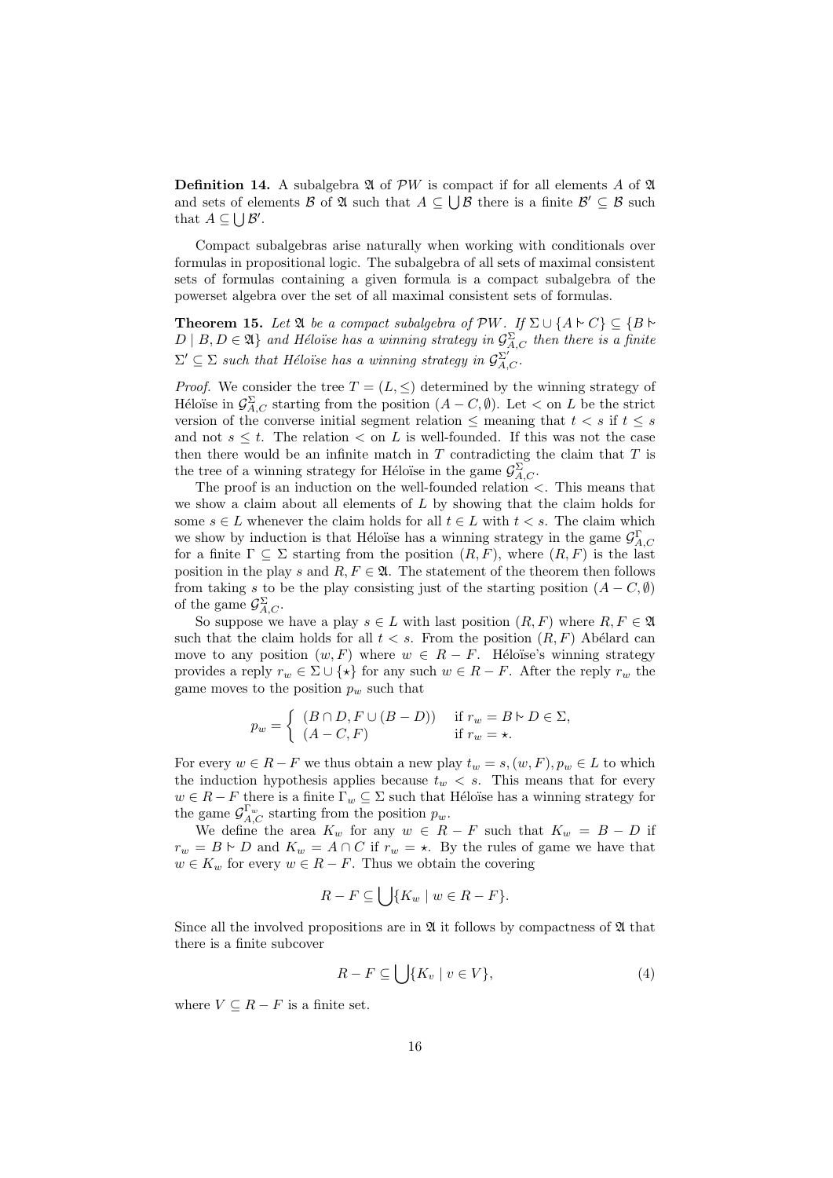**Definition 14.** A subalgebra $\mathfrak{A}$ of $\mathcal{P}W$ is compact if for all elements $A$ of $\mathfrak{A}$ and sets of elements $\mathcal{B}$ of $\mathfrak{A}$ such that $A \subseteq \bigcup \mathcal{B}$ there is a finite $\mathcal{B}' \subseteq \mathcal{B}$ such that $A \subseteq \bigcup \mathcal{B}'$.

Compact subalgebras arise naturally when working with conditionals over formulas in propositional logic. The subalgebra of all sets of maximal consistent sets of formulas containing a given formula is a compact subalgebra of the powerset algebra over the set of all maximal consistent sets of formulas.

**Theorem 15.** *Let $\mathfrak{A}$ be a compact subalgebra of $\mathcal{P}W$. If $\Sigma \cup \{A \mathrel{\triangleright} C\} \subseteq \{B \mathrel{\triangleright} D \mid B, D \in \mathfrak{A}\}$ and Héloïse has a winning strategy in $\mathcal{G}^{\Sigma}_{A,C}$ then there is a finite $\Sigma' \subseteq \Sigma$ such that Héloïse has a winning strategy in $\mathcal{G}^{\Sigma'}_{A,C}$.*

*Proof.* We consider the tree $T = (L, \leq)$ determined by the winning strategy of Héloïse in $\mathcal{G}^{\Sigma}_{A,C}$ starting from the position $(A - C, \emptyset)$. Let $<$ on $L$ be the strict version of the converse initial segment relation $\leq$ meaning that $t < s$ if $t \leq s$ and not $s \leq t$. The relation $<$ on $L$ is well-founded. If this was not the case then there would be an infinite match in $T$ contradicting the claim that $T$ is the tree of a winning strategy for Héloïse in the game $\mathcal{G}^{\Sigma}_{A,C}$.

The proof is an induction on the well-founded relation $<$. This means that we show a claim about all elements of $L$ by showing that the claim holds for some $s \in L$ whenever the claim holds for all $t \in L$ with $t < s$. The claim which we show by induction is that Héloïse has a winning strategy in the game $\mathcal{G}^{\Gamma}_{A,C}$ for a finite $\Gamma \subseteq \Sigma$ starting from the position $(R, F)$, where $(R, F)$ is the last position in the play $s$ and $R, F \in \mathfrak{A}$. The statement of the theorem then follows from taking $s$ to be the play consisting just of the starting position $(A - C, \emptyset)$ of the game $\mathcal{G}^{\Sigma}_{A,C}$.

So suppose we have a play $s \in L$ with last position $(R, F)$ where $R, F \in \mathfrak{A}$ such that the claim holds for all $t < s$. From the position $(R, F)$ Abélard can move to any position $(w, F)$ where $w \in R - F$. Héloïse's winning strategy provides a reply $r_w \in \Sigma \cup \{\star\}$ for any such $w \in R - F$. After the reply $r_w$ the game moves to the position $p_w$ such that

$$p_w = \begin{cases} (B \cap D, F \cup (B - D)) & \text{if } r_w = B \mathrel{\triangleright} D \in \Sigma, \\ (A - C, F) & \text{if } r_w = \star. \end{cases}$$

For every $w \in R - F$ we thus obtain a new play $t_w = s, (w, F), p_w \in L$ to which the induction hypothesis applies because $t_w < s$. This means that for every $w \in R - F$ there is a finite $\Gamma_w \subseteq \Sigma$ such that Héloïse has a winning strategy for the game $\mathcal{G}^{\Gamma_w}_{A,C}$ starting from the position $p_w$.

We define the area $K_w$ for any $w \in R - F$ such that $K_w = B - D$ if $r_w = B \mathrel{\triangleright} D$ and $K_w = A \cap C$ if $r_w = \star$. By the rules of game we have that $w \in K_w$ for every $w \in R - F$. Thus we obtain the covering

$$R - F \subseteq \bigcup \{K_w \mid w \in R - F\}.$$

Since all the involved propositions are in $\mathfrak{A}$ it follows by compactness of $\mathfrak{A}$ that there is a finite subcover

$$R - F \subseteq \bigcup \{K_v \mid v \in V\}, \tag{4}$$

where $V \subseteq R - F$ is a finite set.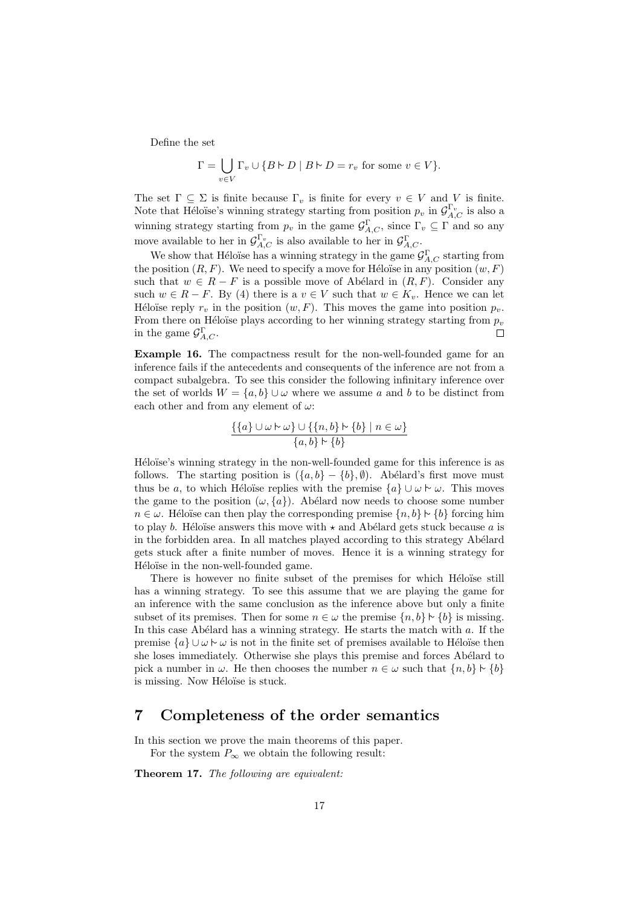Define the set

$$\Gamma = \bigcup_{v \in V} \Gamma_v \cup \{B \vdash D \mid B \vdash D = r_v \text{ for some } v \in V\}.$$

The set $\Gamma \subseteq \Sigma$ is finite because $\Gamma_v$ is finite for every $v \in V$ and $V$ is finite. Note that Héloïse's winning strategy starting from position $p_v$ in $\mathcal{G}^{\Gamma_v}_{A,C}$ is also a winning strategy starting from $p_v$ in the game $\mathcal{G}^{\Gamma}_{A,C}$, since $\Gamma_v \subseteq \Gamma$ and so any move available to her in $\mathcal{G}^{\Gamma_v}_{A,C}$ is also available to her in $\mathcal{G}^{\Gamma}_{A,C}$.

We show that Héloïse has a winning strategy in the game $\mathcal{G}^{\Gamma}_{A,C}$ starting from the position $(R, F)$. We need to specify a move for Héloïse in any position $(w, F)$ such that $w \in R - F$ is a possible move of Abélard in $(R, F)$. Consider any such $w \in R - F$. By (4) there is a $v \in V$ such that $w \in K_v$. Hence we can let Héloïse reply $r_v$ in the position $(w, F)$. This moves the game into position $p_v$. From there on Héloïse plays according to her winning strategy starting from $p_v$ in the game $\mathcal{G}^{\Gamma}_{A,C}$. □

**Example 16.** The compactness result for the non-well-founded game for an inference fails if the antecedents and consequents of the inference are not from a compact subalgebra. To see this consider the following infinitary inference over the set of worlds $W = \{a, b\} \cup \omega$ where we assume $a$ and $b$ to be distinct from each other and from any element of $\omega$:

$$\frac{\{\{a\} \cup \omega \vdash \omega\} \cup \{\{n, b\} \vdash \{b\} \mid n \in \omega\}}{\{a, b\} \vdash \{b\}}$$

Héloïse's winning strategy in the non-well-founded game for this inference is as follows. The starting position is $(\{a, b\} - \{b\}, \emptyset)$. Abélard's first move must thus be $a$, to which Héloïse replies with the premise $\{a\} \cup \omega \vdash \omega$. This moves the game to the position $(\omega, \{a\})$. Abélard now needs to choose some number $n \in \omega$. Héloïse can then play the corresponding premise $\{n, b\} \vdash \{b\}$ forcing him to play $b$. Héloïse answers this move with $\star$ and Abélard gets stuck because $a$ is in the forbidden area. In all matches played according to this strategy Abélard gets stuck after a finite number of moves. Hence it is a winning strategy for Héloïse in the non-well-founded game.

There is however no finite subset of the premises for which Héloïse still has a winning strategy. To see this assume that we are playing the game for an inference with the same conclusion as the inference above but only a finite subset of its premises. Then for some $n \in \omega$ the premise $\{n, b\} \vdash \{b\}$ is missing. In this case Abélard has a winning strategy. He starts the match with $a$. If the premise $\{a\} \cup \omega \vdash \omega$ is not in the finite set of premises available to Héloïse then she loses immediately. Otherwise she plays this premise and forces Abélard to pick a number in $\omega$. He then chooses the number $n \in \omega$ such that $\{n, b\} \vdash \{b\}$ is missing. Now Héloïse is stuck.

## 7 Completeness of the order semantics

In this section we prove the main theorems of this paper.

For the system $P_\infty$ we obtain the following result:

**Theorem 17.** *The following are equivalent:*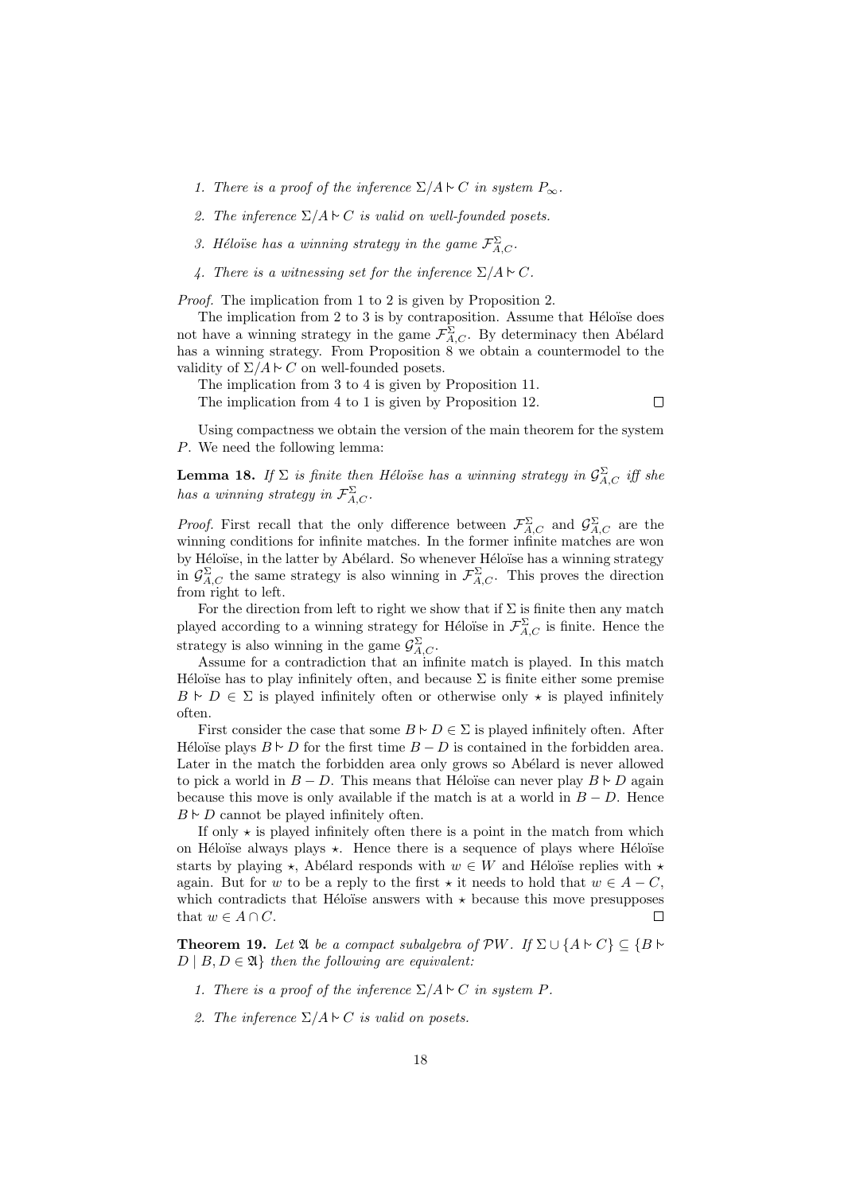1. *There is a proof of the inference $\Sigma/A \mathrel{\sim} C$ in system $P_\infty$.*

2. *The inference $\Sigma/A \mathrel{\sim} C$ is valid on well-founded posets.*

3. *Héloïse has a winning strategy in the game $\mathcal{F}^{\Sigma}_{A,C}$.*

4. *There is a witnessing set for the inference $\Sigma/A \mathrel{\sim} C$.*

*Proof.* The implication from 1 to 2 is given by Proposition 2.

The implication from 2 to 3 is by contraposition. Assume that Héloïse does not have a winning strategy in the game $\mathcal{F}^{\Sigma}_{A,C}$. By determinacy then Abélard has a winning strategy. From Proposition 8 we obtain a countermodel to the validity of $\Sigma/A \mathrel{\sim} C$ on well-founded posets.

The implication from 3 to 4 is given by Proposition 11.

The implication from 4 to 1 is given by Proposition 12. □

Using compactness we obtain the version of the main theorem for the system $P$. We need the following lemma:

**Lemma 18.** *If $\Sigma$ is finite then Héloïse has a winning strategy in $\mathcal{G}^{\Sigma}_{A,C}$ iff she has a winning strategy in $\mathcal{F}^{\Sigma}_{A,C}$.*

*Proof.* First recall that the only difference between $\mathcal{F}^{\Sigma}_{A,C}$ and $\mathcal{G}^{\Sigma}_{A,C}$ are the winning conditions for infinite matches. In the former infinite matches are won by Héloïse, in the latter by Abélard. So whenever Héloïse has a winning strategy in $\mathcal{G}^{\Sigma}_{A,C}$ the same strategy is also winning in $\mathcal{F}^{\Sigma}_{A,C}$. This proves the direction from right to left.

For the direction from left to right we show that if $\Sigma$ is finite then any match played according to a winning strategy for Héloïse in $\mathcal{F}^{\Sigma}_{A,C}$ is finite. Hence the strategy is also winning in the game $\mathcal{G}^{\Sigma}_{A,C}$.

Assume for a contradiction that an infinite match is played. In this match Héloïse has to play infinitely often, and because $\Sigma$ is finite either some premise $B \mathrel{\sim} D \in \Sigma$ is played infinitely often or otherwise only $\star$ is played infinitely often.

First consider the case that some $B \mathrel{\sim} D \in \Sigma$ is played infinitely often. After Héloïse plays $B \mathrel{\sim} D$ for the first time $B - D$ is contained in the forbidden area. Later in the match the forbidden area only grows so Abélard is never allowed to pick a world in $B - D$. This means that Héloïse can never play $B \mathrel{\sim} D$ again because this move is only available if the match is at a world in $B - D$. Hence $B \mathrel{\sim} D$ cannot be played infinitely often.

If only $\star$ is played infinitely often there is a point in the match from which on Héloïse always plays $\star$. Hence there is a sequence of plays where Héloïse starts by playing $\star$, Abélard responds with $w \in W$ and Héloïse replies with $\star$ again. But for $w$ to be a reply to the first $\star$ it needs to hold that $w \in A - C$, which contradicts that Héloïse answers with $\star$ because this move presupposes that $w \in A \cap C$. □

**Theorem 19.** *Let $\mathfrak{A}$ be a compact subalgebra of $\mathcal{P}W$. If $\Sigma \cup \{A \mathrel{\sim} C\} \subseteq \{B \mathrel{\sim} D \mid B, D \in \mathfrak{A}\}$ then the following are equivalent:*

1. *There is a proof of the inference $\Sigma/A \mathrel{\sim} C$ in system $P$.*

2. *The inference $\Sigma/A \mathrel{\sim} C$ is valid on posets.*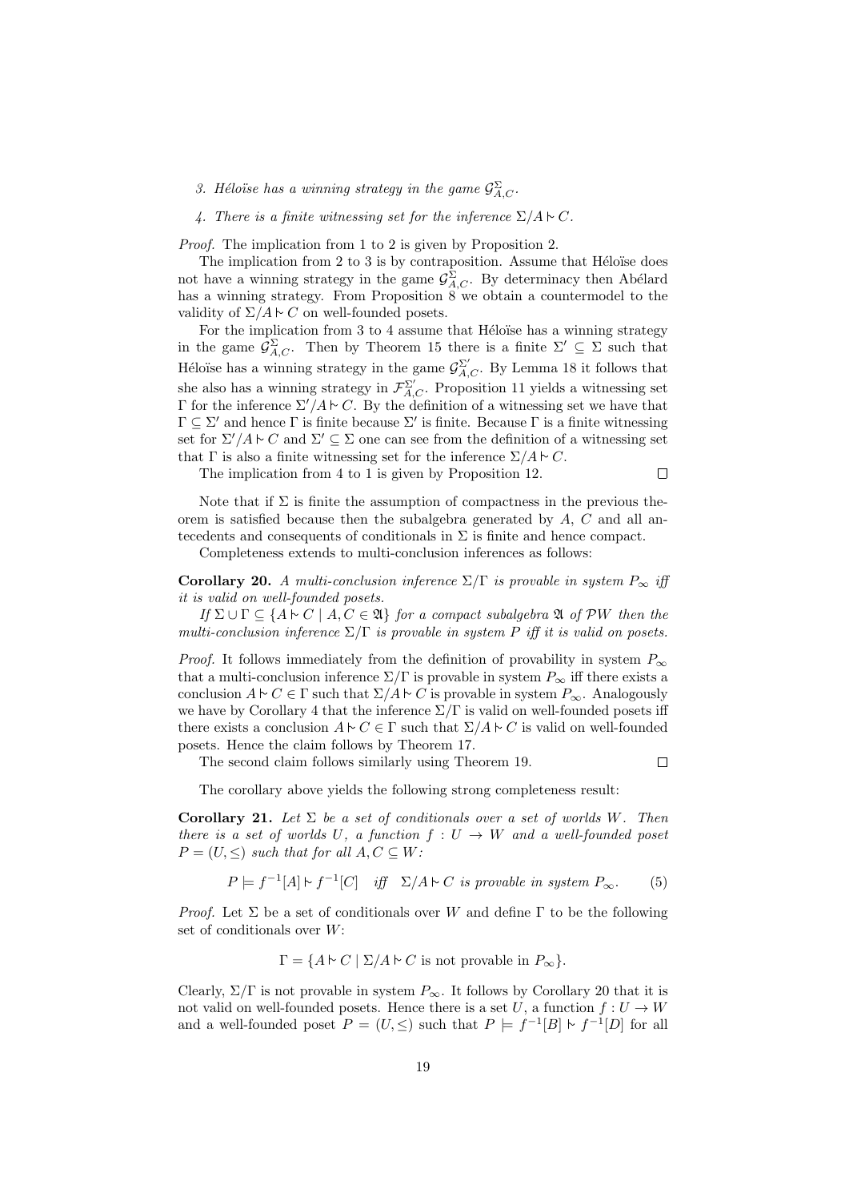3. *Héloïse has a winning strategy in the game $\mathcal{G}^{\Sigma}_{A,C}$.*

4. *There is a finite witnessing set for the inference $\Sigma/A \mathrel{|\!\!\sim} C$.*

*Proof.* The implication from 1 to 2 is given by Proposition 2.

The implication from 2 to 3 is by contraposition. Assume that Héloïse does not have a winning strategy in the game $\mathcal{G}^{\Sigma}_{A,C}$. By determinacy then Abélard has a winning strategy. From Proposition 8 we obtain a countermodel to the validity of $\Sigma/A \mathrel{|\!\!\sim} C$ on well-founded posets.

For the implication from 3 to 4 assume that Héloïse has a winning strategy in the game $\mathcal{G}^{\Sigma}_{A,C}$. Then by Theorem 15 there is a finite $\Sigma' \subseteq \Sigma$ such that Héloïse has a winning strategy in the game $\mathcal{G}^{\Sigma'}_{A,C}$. By Lemma 18 it follows that she also has a winning strategy in $\mathcal{F}^{\Sigma'}_{A,C}$. Proposition 11 yields a witnessing set $\Gamma$ for the inference $\Sigma'/A \mathrel{|\!\!\sim} C$. By the definition of a witnessing set we have that $\Gamma \subseteq \Sigma'$ and hence $\Gamma$ is finite because $\Sigma'$ is finite. Because $\Gamma$ is a finite witnessing set for $\Sigma'/A \mathrel{|\!\!\sim} C$ and $\Sigma' \subseteq \Sigma$ one can see from the definition of a witnessing set that $\Gamma$ is also a finite witnessing set for the inference $\Sigma/A \mathrel{|\!\!\sim} C$.

The implication from 4 to 1 is given by Proposition 12. $\square$

Note that if $\Sigma$ is finite the assumption of compactness in the previous theorem is satisfied because then the subalgebra generated by $A$, $C$ and all antecedents and consequents of conditionals in $\Sigma$ is finite and hence compact.

Completeness extends to multi-conclusion inferences as follows:

**Corollary 20.** *A multi-conclusion inference $\Sigma/\Gamma$ is provable in system $P_\infty$ iff it is valid on well-founded posets.*

*If $\Sigma \cup \Gamma \subseteq \{A \mathrel{|\!\!\sim} C \mid A, C \in \mathfrak{A}\}$ for a compact subalgebra $\mathfrak{A}$ of $\mathcal{P}W$ then the multi-conclusion inference $\Sigma/\Gamma$ is provable in system $P$ iff it is valid on posets.*

*Proof.* It follows immediately from the definition of provability in system $P_\infty$ that a multi-conclusion inference $\Sigma/\Gamma$ is provable in system $P_\infty$ iff there exists a conclusion $A \mathrel{|\!\!\sim} C \in \Gamma$ such that $\Sigma/A \mathrel{|\!\!\sim} C$ is provable in system $P_\infty$. Analogously we have by Corollary 4 that the inference $\Sigma/\Gamma$ is valid on well-founded posets iff there exists a conclusion $A \mathrel{|\!\!\sim} C \in \Gamma$ such that $\Sigma/A \mathrel{|\!\!\sim} C$ is valid on well-founded posets. Hence the claim follows by Theorem 17.

The second claim follows similarly using Theorem 19. $\square$

The corollary above yields the following strong completeness result:

**Corollary 21.** *Let $\Sigma$ be a set of conditionals over a set of worlds $W$. Then there is a set of worlds $U$, a function $f : U \to W$ and a well-founded poset $P = (U, \leq)$ such that for all $A, C \subseteq W$:*

$$P \models f^{-1}[A] \mathrel{|\!\!\sim} f^{-1}[C] \quad \textit{iff} \quad \Sigma/A \mathrel{|\!\!\sim} C \textit{ is provable in system } P_\infty. \tag{5}$$

*Proof.* Let $\Sigma$ be a set of conditionals over $W$ and define $\Gamma$ to be the following set of conditionals over $W$:

$$\Gamma = \{A \mathrel{|\!\!\sim} C \mid \Sigma/A \mathrel{|\!\!\sim} C \text{ is not provable in } P_\infty\}.$$

Clearly, $\Sigma/\Gamma$ is not provable in system $P_\infty$. It follows by Corollary 20 that it is not valid on well-founded posets. Hence there is a set $U$, a function $f : U \to W$ and a well-founded poset $P = (U, \leq)$ such that $P \models f^{-1}[B] \mathrel{|\!\!\sim} f^{-1}[D]$ for all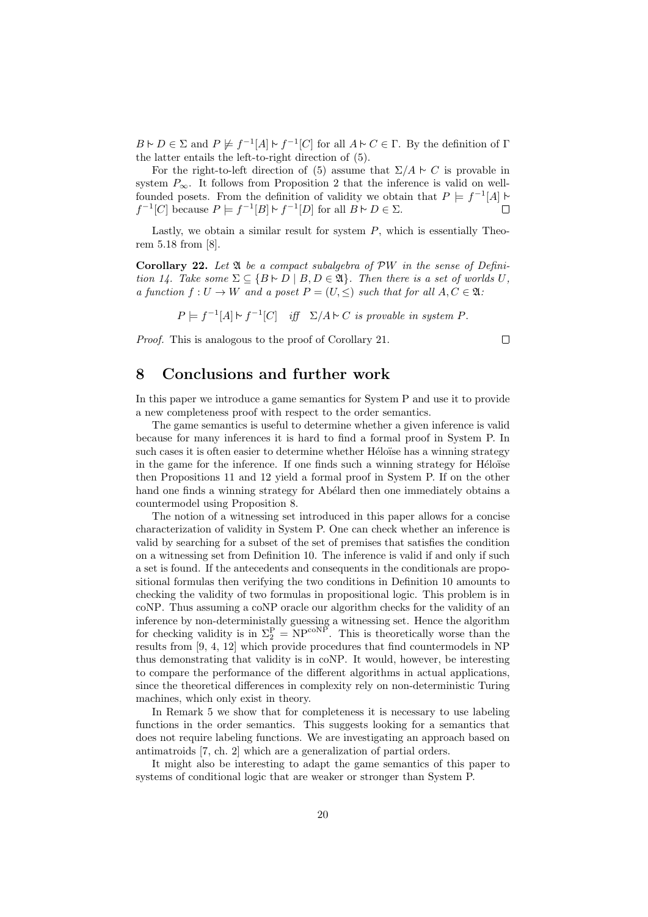$B \mathrel{\sim} D \in \Sigma$ and $P \not\models f^{-1}[A] \mathrel{\sim} f^{-1}[C]$ for all $A \mathrel{\sim} C \in \Gamma$. By the definition of $\Gamma$ the latter entails the left-to-right direction of (5).

For the right-to-left direction of (5) assume that $\Sigma / A \mathrel{\sim} C$ is provable in system $P_\infty$. It follows from Proposition 2 that the inference is valid on well-founded posets. From the definition of validity we obtain that $P \models f^{-1}[A] \mathrel{\sim} f^{-1}[C]$ because $P \models f^{-1}[B] \mathrel{\sim} f^{-1}[D]$ for all $B \mathrel{\sim} D \in \Sigma$. □

Lastly, we obtain a similar result for system $P$, which is essentially Theorem 5.18 from [8].

**Corollary 22.** *Let $\mathfrak{A}$ be a compact subalgebra of $\mathcal{P}W$ in the sense of Definition 14. Take some $\Sigma \subseteq \{B \mathrel{\sim} D \mid B, D \in \mathfrak{A}\}$. Then there is a set of worlds $U$, a function $f : U \to W$ and a poset $P = (U, \leq)$ such that for all $A, C \in \mathfrak{A}$:*

$$P \models f^{-1}[A] \mathrel{\sim} f^{-1}[C] \quad \textit{iff} \quad \Sigma / A \mathrel{\sim} C \textit{ is provable in system } P.$$

*Proof.* This is analogous to the proof of Corollary 21. □

# 8 Conclusions and further work

In this paper we introduce a game semantics for System P and use it to provide a new completeness proof with respect to the order semantics.

The game semantics is useful to determine whether a given inference is valid because for many inferences it is hard to find a formal proof in System P. In such cases it is often easier to determine whether Héloïse has a winning strategy in the game for the inference. If one finds such a winning strategy for Héloïse then Propositions 11 and 12 yield a formal proof in System P. If on the other hand one finds a winning strategy for Abélard then one immediately obtains a countermodel using Proposition 8.

The notion of a witnessing set introduced in this paper allows for a concise characterization of validity in System P. One can check whether an inference is valid by searching for a subset of the set of premises that satisfies the condition on a witnessing set from Definition 10. The inference is valid if and only if such a set is found. If the antecedents and consequents in the conditionals are propositional formulas then verifying the two conditions in Definition 10 amounts to checking the validity of two formulas in propositional logic. This problem is in coNP. Thus assuming a coNP oracle our algorithm checks for the validity of an inference by non-deterministically guessing a witnessing set. Hence the algorithm for checking validity is in $\Sigma_2^{\mathrm{P}} = \mathrm{NP}^{\mathrm{coNP}}$. This is theoretically worse than the results from [9, 4, 12] which provide procedures that find countermodels in NP thus demonstrating that validity is in coNP. It would, however, be interesting to compare the performance of the different algorithms in actual applications, since the theoretical differences in complexity rely on non-deterministic Turing machines, which only exist in theory.

In Remark 5 we show that for completeness it is necessary to use labeling functions in the order semantics. This suggests looking for a semantics that does not require labeling functions. We are investigating an approach based on antimatroids [7, ch. 2] which are a generalization of partial orders.

It might also be interesting to adapt the game semantics of this paper to systems of conditional logic that are weaker or stronger than System P.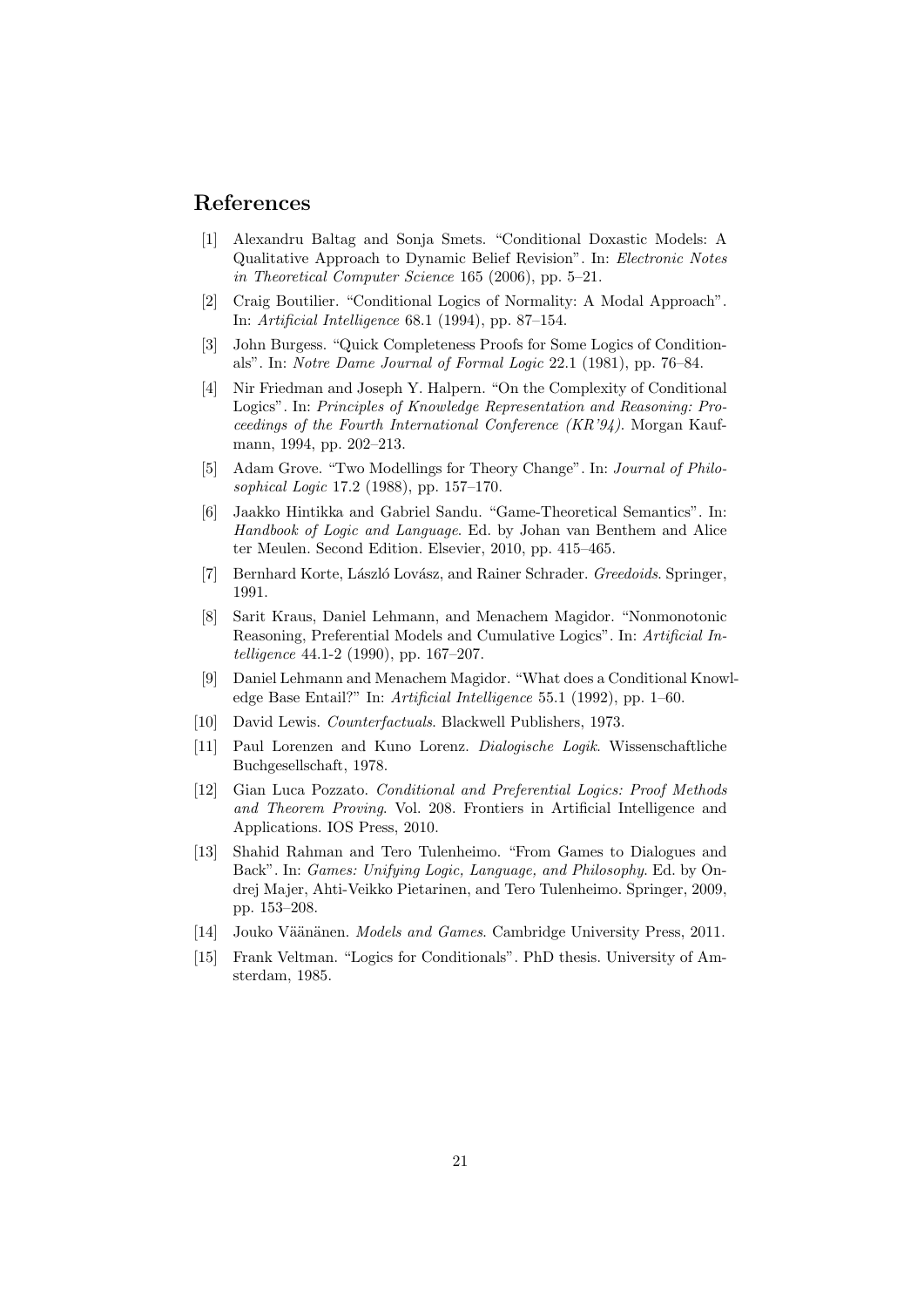## References

[1] Alexandru Baltag and Sonja Smets. "Conditional Doxastic Models: A Qualitative Approach to Dynamic Belief Revision". In: *Electronic Notes in Theoretical Computer Science* 165 (2006), pp. 5–21.

[2] Craig Boutilier. "Conditional Logics of Normality: A Modal Approach". In: *Artificial Intelligence* 68.1 (1994), pp. 87–154.

[3] John Burgess. "Quick Completeness Proofs for Some Logics of Conditionals". In: *Notre Dame Journal of Formal Logic* 22.1 (1981), pp. 76–84.

[4] Nir Friedman and Joseph Y. Halpern. "On the Complexity of Conditional Logics". In: *Principles of Knowledge Representation and Reasoning: Proceedings of the Fourth International Conference (KR'94)*. Morgan Kaufmann, 1994, pp. 202–213.

[5] Adam Grove. "Two Modellings for Theory Change". In: *Journal of Philosophical Logic* 17.2 (1988), pp. 157–170.

[6] Jaakko Hintikka and Gabriel Sandu. "Game-Theoretical Semantics". In: *Handbook of Logic and Language*. Ed. by Johan van Benthem and Alice ter Meulen. Second Edition. Elsevier, 2010, pp. 415–465.

[7] Bernhard Korte, László Lovász, and Rainer Schrader. *Greedoids*. Springer, 1991.

[8] Sarit Kraus, Daniel Lehmann, and Menachem Magidor. "Nonmonotonic Reasoning, Preferential Models and Cumulative Logics". In: *Artificial Intelligence* 44.1-2 (1990), pp. 167–207.

[9] Daniel Lehmann and Menachem Magidor. "What does a Conditional Knowledge Base Entail?" In: *Artificial Intelligence* 55.1 (1992), pp. 1–60.

[10] David Lewis. *Counterfactuals*. Blackwell Publishers, 1973.

[11] Paul Lorenzen and Kuno Lorenz. *Dialogische Logik*. Wissenschaftliche Buchgesellschaft, 1978.

[12] Gian Luca Pozzato. *Conditional and Preferential Logics: Proof Methods and Theorem Proving*. Vol. 208. Frontiers in Artificial Intelligence and Applications. IOS Press, 2010.

[13] Shahid Rahman and Tero Tulenheimo. "From Games to Dialogues and Back". In: *Games: Unifying Logic, Language, and Philosophy*. Ed. by Ondrej Majer, Ahti-Veikko Pietarinen, and Tero Tulenheimo. Springer, 2009, pp. 153–208.

[14] Jouko Väänänen. *Models and Games*. Cambridge University Press, 2011.

[15] Frank Veltman. "Logics for Conditionals". PhD thesis. University of Amsterdam, 1985.